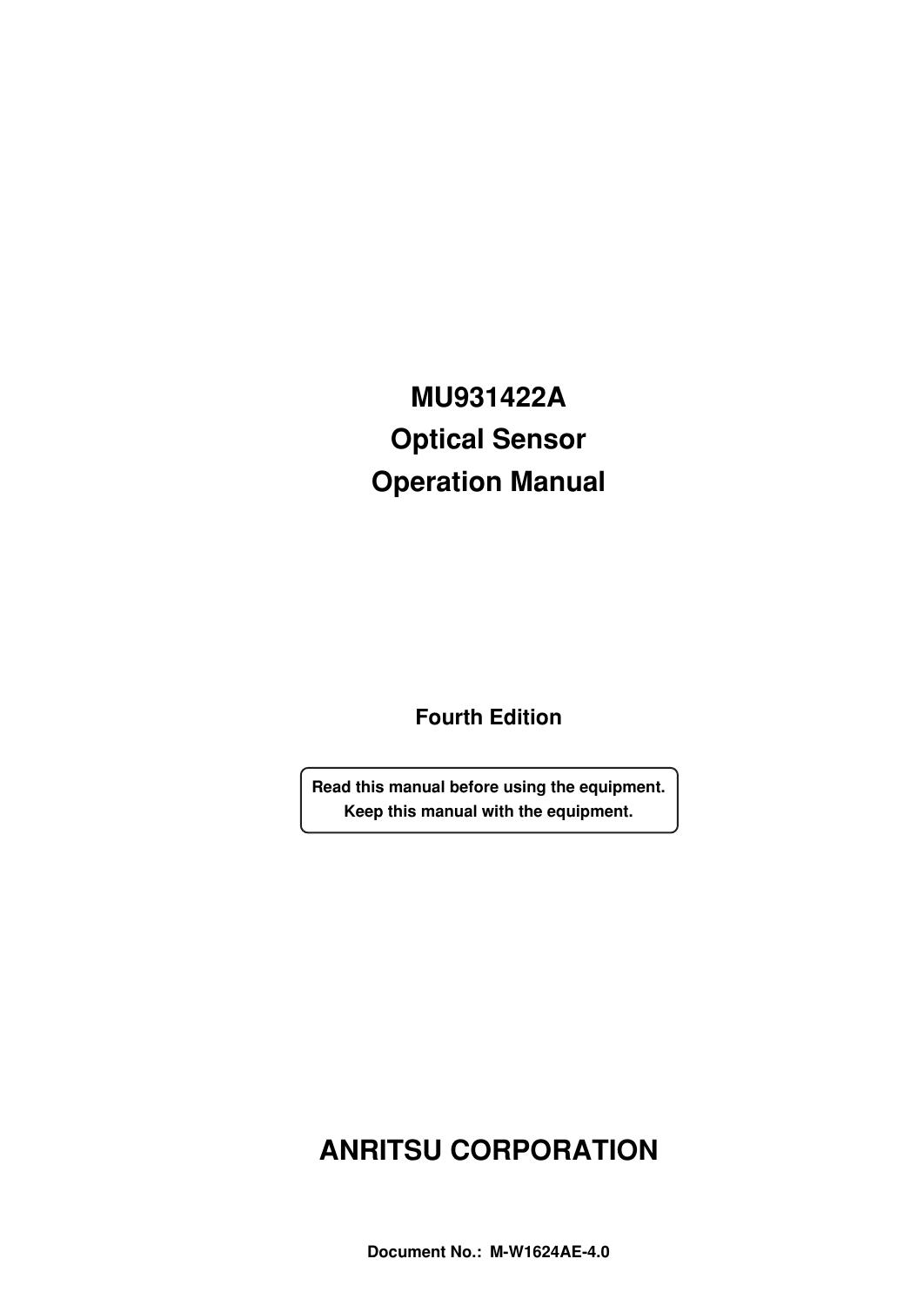# MU931422A
# Optical Sensor
# Operation Manual

**Fourth Edition**

**Read this manual before using the equipment.**
**Keep this manual with the equipment.**

**ANRITSU CORPORATION**

**Document No.: M-W1624AE-4.0**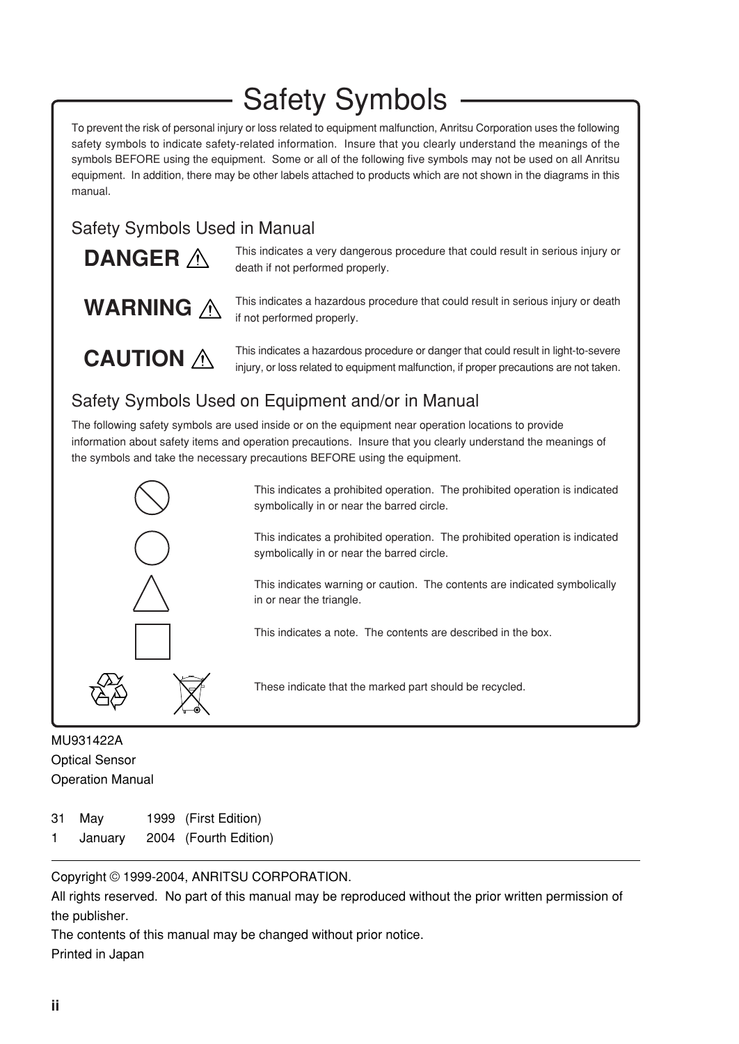# Safety Symbols

To prevent the risk of personal injury or loss related to equipment malfunction, Anritsu Corporation uses the following safety symbols to indicate safety-related information. Insure that you clearly understand the meanings of the symbols BEFORE using the equipment. Some or all of the following five symbols may not be used on all Anritsu equipment. In addition, there may be other labels attached to products which are not shown in the diagrams in this manual.

## Safety Symbols Used in Manual

**DANGER** ⚠ This indicates a very dangerous procedure that could result in serious injury or death if not performed properly.

**WARNING** ⚠ This indicates a hazardous procedure that could result in serious injury or death if not performed properly.

**CAUTION** ⚠ This indicates a hazardous procedure or danger that could result in light-to-severe injury, or loss related to equipment malfunction, if proper precautions are not taken.

## Safety Symbols Used on Equipment and/or in Manual

The following safety symbols are used inside or on the equipment near operation locations to provide information about safety items and operation precautions. Insure that you clearly understand the meanings of the symbols and take the necessary precautions BEFORE using the equipment.

This indicates a prohibited operation. The prohibited operation is indicated symbolically in or near the barred circle.

This indicates a prohibited operation. The prohibited operation is indicated symbolically in or near the barred circle.

This indicates warning or caution. The contents are indicated symbolically in or near the triangle.

This indicates a note. The contents are described in the box.

These indicate that the marked part should be recycled.

MU931422A
Optical Sensor
Operation Manual

31 May 1999 (First Edition)
1 January 2004 (Fourth Edition)

---

Copyright © 1999-2004, ANRITSU CORPORATION.
All rights reserved. No part of this manual may be reproduced without the prior written permission of the publisher.
The contents of this manual may be changed without prior notice.
Printed in Japan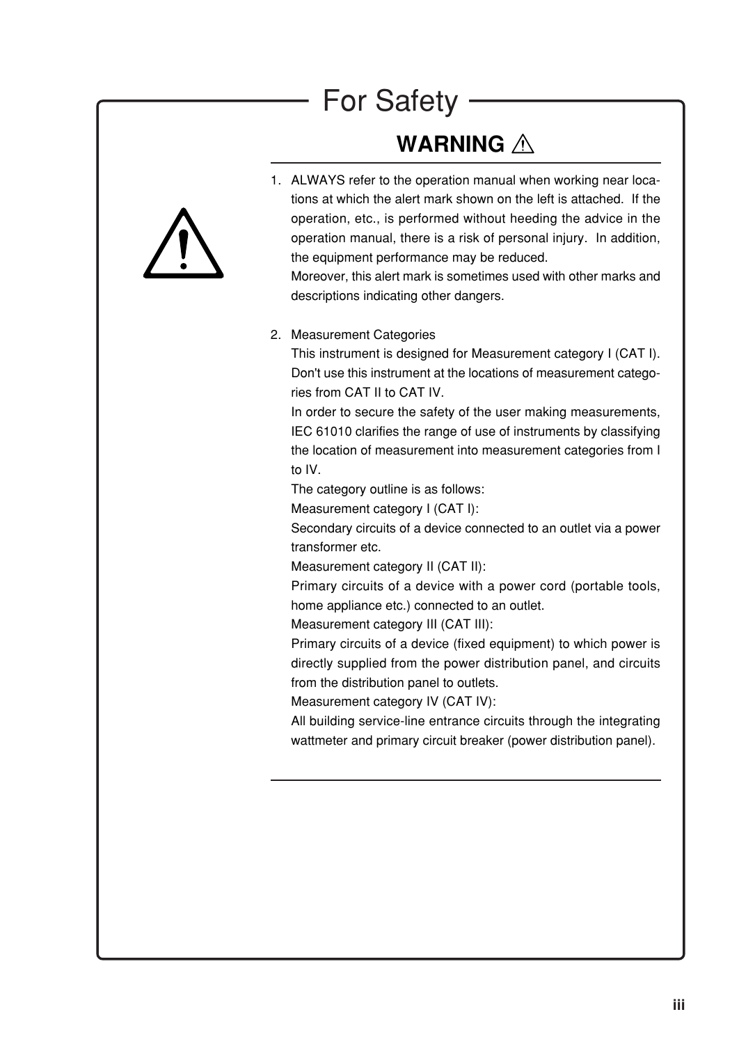# For Safety

## WARNING ⚠

1. ALWAYS refer to the operation manual when working near locations at which the alert mark shown on the left is attached. If the operation, etc., is performed without heeding the advice in the operation manual, there is a risk of personal injury. In addition, the equipment performance may be reduced.
   Moreover, this alert mark is sometimes used with other marks and descriptions indicating other dangers.

2. Measurement Categories
   This instrument is designed for Measurement category I (CAT I). Don't use this instrument at the locations of measurement categories from CAT II to CAT IV.
   In order to secure the safety of the user making measurements, IEC 61010 clarifies the range of use of instruments by classifying the location of measurement into measurement categories from I to IV.
   The category outline is as follows:
   Measurement category I (CAT I):
   Secondary circuits of a device connected to an outlet via a power transformer etc.
   Measurement category II (CAT II):
   Primary circuits of a device with a power cord (portable tools, home appliance etc.) connected to an outlet.
   Measurement category III (CAT III):
   Primary circuits of a device (fixed equipment) to which power is directly supplied from the power distribution panel, and circuits from the distribution panel to outlets.
   Measurement category IV (CAT IV):
   All building service-line entrance circuits through the integrating wattmeter and primary circuit breaker (power distribution panel).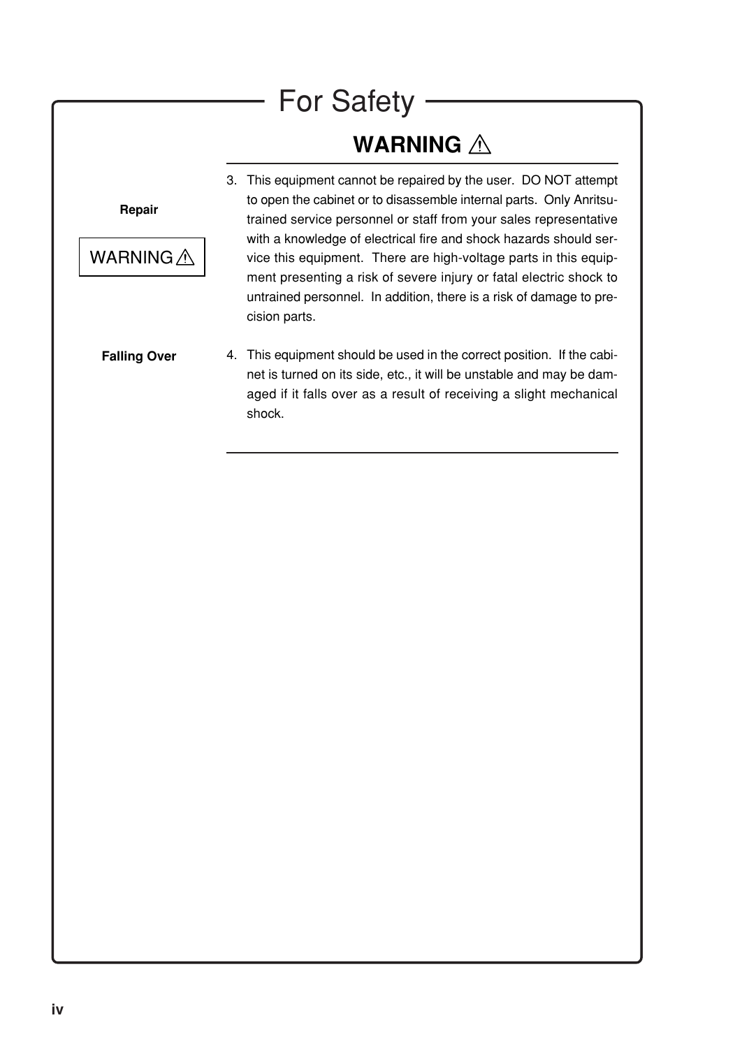# For Safety

## WARNING ⚠

**Repair**

WARNING ⚠

3. This equipment cannot be repaired by the user. DO NOT attempt to open the cabinet or to disassemble internal parts. Only Anritsu-trained service personnel or staff from your sales representative with a knowledge of electrical fire and shock hazards should service this equipment. There are high-voltage parts in this equipment presenting a risk of severe injury or fatal electric shock to untrained personnel. In addition, there is a risk of damage to precision parts.

**Falling Over**

4. This equipment should be used in the correct position. If the cabinet is turned on its side, etc., it will be unstable and may be damaged if it falls over as a result of receiving a slight mechanical shock.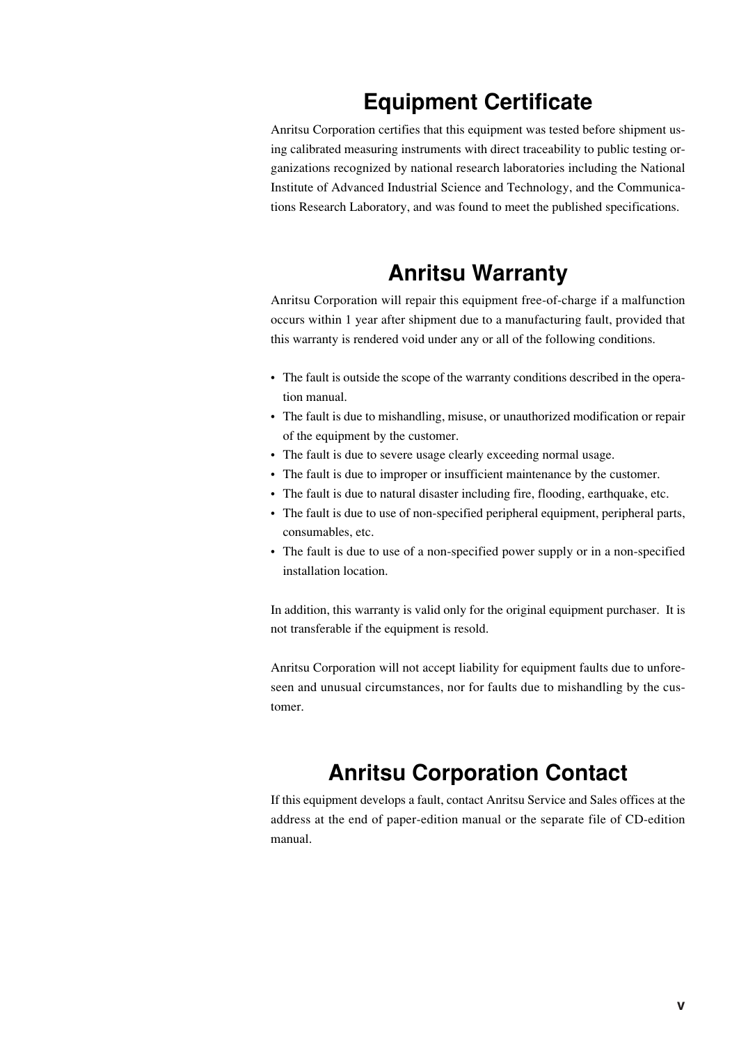# Equipment Certificate

Anritsu Corporation certifies that this equipment was tested before shipment using calibrated measuring instruments with direct traceability to public testing organizations recognized by national research laboratories including the National Institute of Advanced Industrial Science and Technology, and the Communications Research Laboratory, and was found to meet the published specifications.

# Anritsu Warranty

Anritsu Corporation will repair this equipment free-of-charge if a malfunction occurs within 1 year after shipment due to a manufacturing fault, provided that this warranty is rendered void under any or all of the following conditions.

- The fault is outside the scope of the warranty conditions described in the operation manual.
- The fault is due to mishandling, misuse, or unauthorized modification or repair of the equipment by the customer.
- The fault is due to severe usage clearly exceeding normal usage.
- The fault is due to improper or insufficient maintenance by the customer.
- The fault is due to natural disaster including fire, flooding, earthquake, etc.
- The fault is due to use of non-specified peripheral equipment, peripheral parts, consumables, etc.
- The fault is due to use of a non-specified power supply or in a non-specified installation location.

In addition, this warranty is valid only for the original equipment purchaser. It is not transferable if the equipment is resold.

Anritsu Corporation will not accept liability for equipment faults due to unforeseen and unusual circumstances, nor for faults due to mishandling by the customer.

# Anritsu Corporation Contact

If this equipment develops a fault, contact Anritsu Service and Sales offices at the address at the end of paper-edition manual or the separate file of CD-edition manual.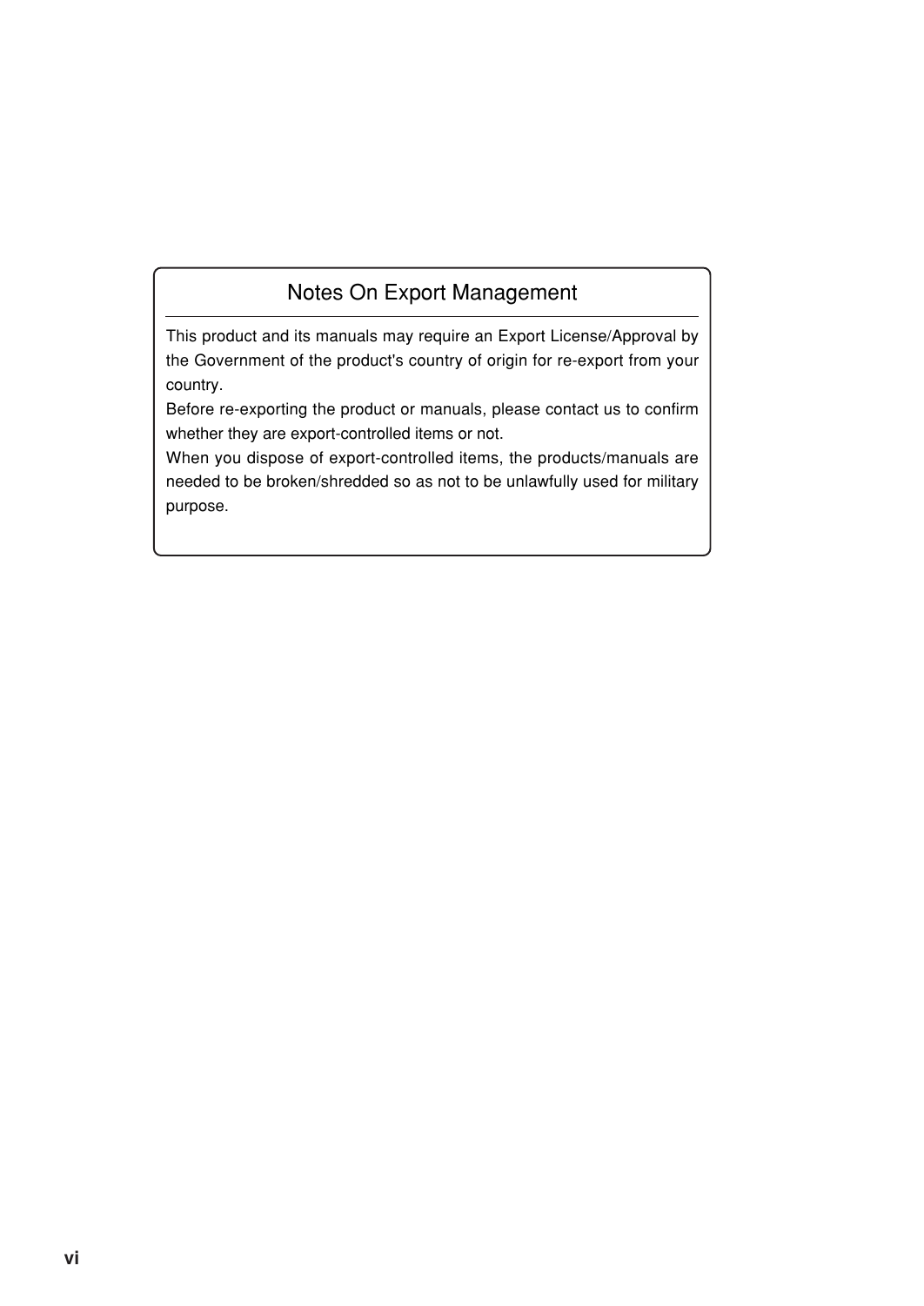## Notes On Export Management

This product and its manuals may require an Export License/Approval by the Government of the product's country of origin for re-export from your country.

Before re-exporting the product or manuals, please contact us to confirm whether they are export-controlled items or not.

When you dispose of export-controlled items, the products/manuals are needed to be broken/shredded so as not to be unlawfully used for military purpose.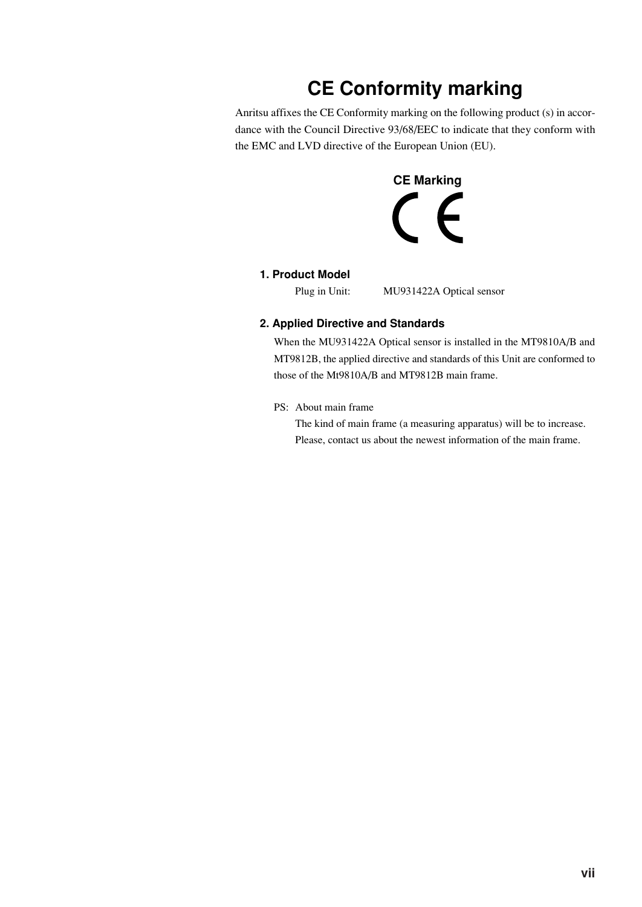# CE Conformity marking

Anritsu affixes the CE Conformity marking on the following product (s) in accordance with the Council Directive 93/68/EEC to indicate that they conform with the EMC and LVD directive of the European Union (EU).

**CE Marking**

CE

### 1. Product Model

Plug in Unit: MU931422A Optical sensor

### 2. Applied Directive and Standards

When the MU931422A Optical sensor is installed in the MT9810A/B and MT9812B, the applied directive and standards of this Unit are conformed to those of the Mt9810A/B and MT9812B main frame.

PS: About main frame

The kind of main frame (a measuring apparatus) will be to increase.
Please, contact us about the newest information of the main frame.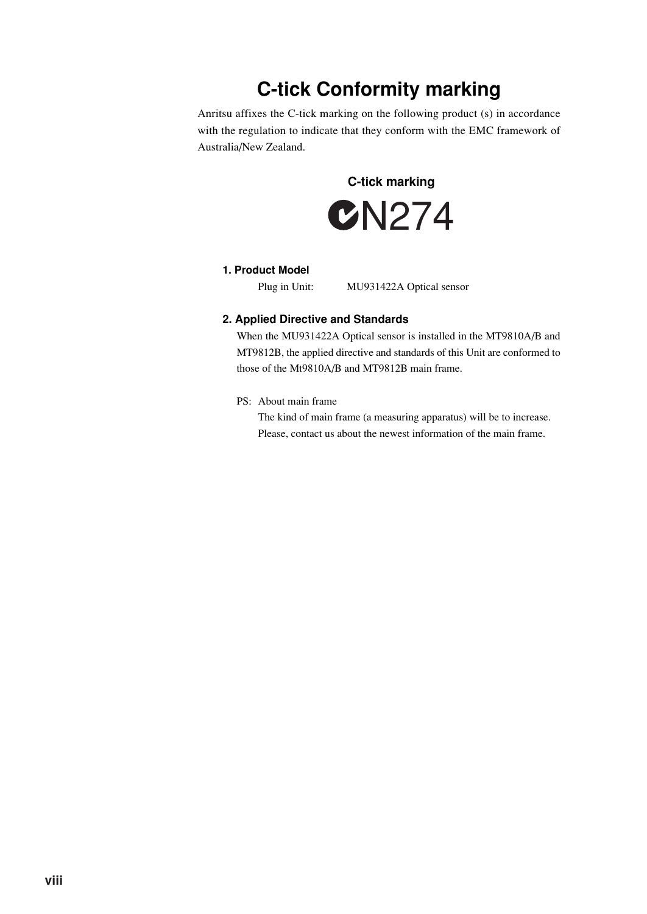# C-tick Conformity marking

Anritsu affixes the C-tick marking on the following product (s) in accordance with the regulation to indicate that they conform with the EMC framework of Australia/New Zealand.

**C-tick marking**

N274

### 1. Product Model

Plug in Unit: MU931422A Optical sensor

### 2. Applied Directive and Standards

When the MU931422A Optical sensor is installed in the MT9810A/B and MT9812B, the applied directive and standards of this Unit are conformed to those of the Mt9810A/B and MT9812B main frame.

PS: About main frame
The kind of main frame (a measuring apparatus) will be to increase.
Please, contact us about the newest information of the main frame.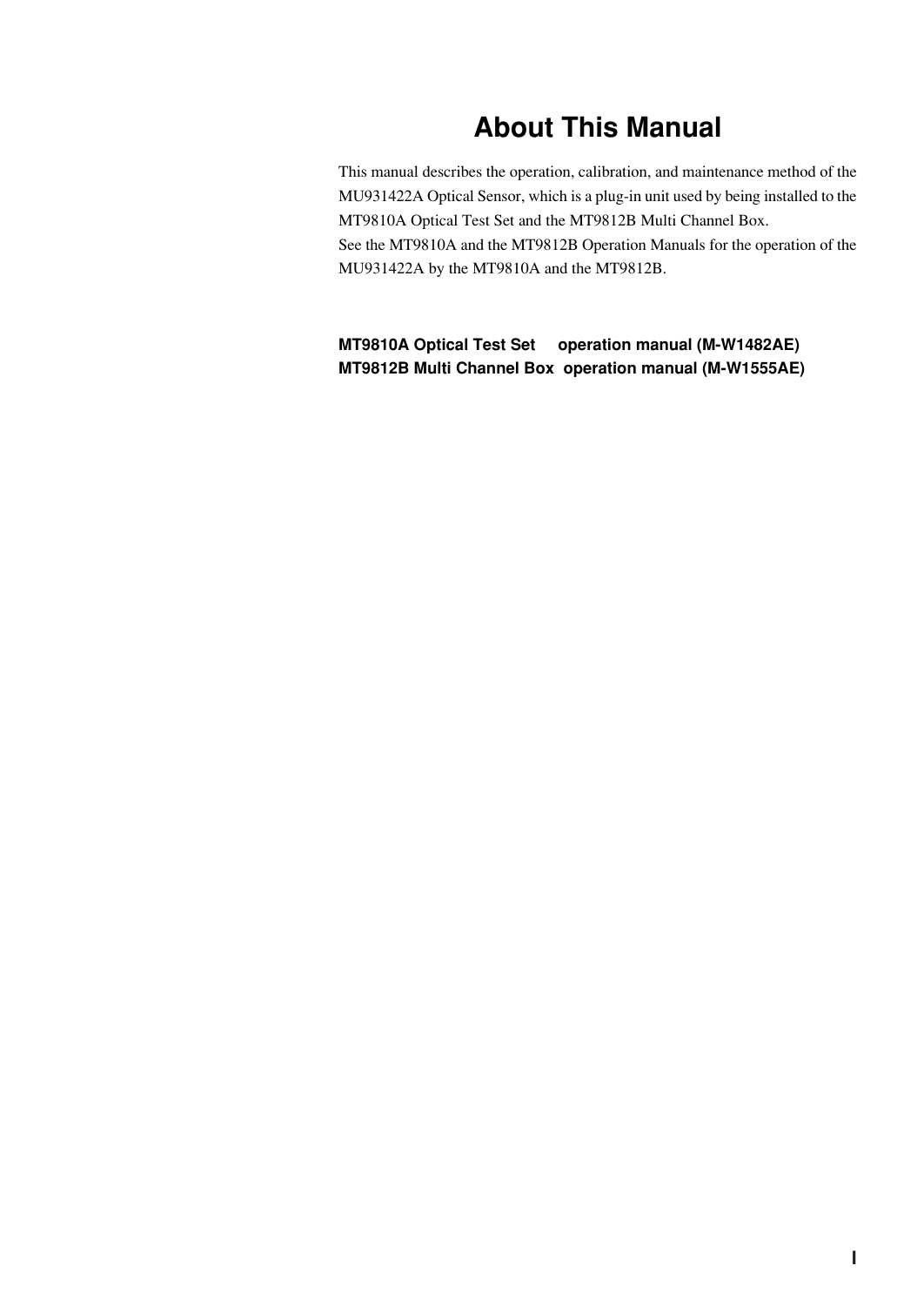# About This Manual

This manual describes the operation, calibration, and maintenance method of the MU931422A Optical Sensor, which is a plug-in unit used by being installed to the MT9810A Optical Test Set and the MT9812B Multi Channel Box.
See the MT9810A and the MT9812B Operation Manuals for the operation of the MU931422A by the MT9810A and the MT9812B.

**MT9810A Optical Test Set operation manual (M-W1482AE)**
**MT9812B Multi Channel Box operation manual (M-W1555AE)**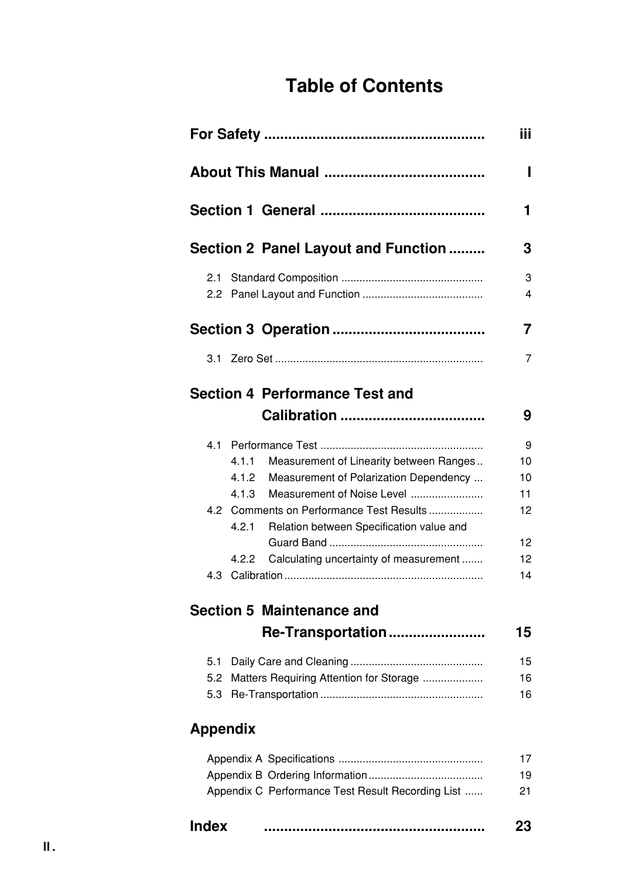# Table of Contents

| | |
|---|---|
| **For Safety** | **iii** |
| **About This Manual** | **I** |
| **Section 1  General** | **1** |
| **Section 2  Panel Layout and Function** | **3** |
| 2.1  Standard Composition | 3 |
| 2.2  Panel Layout and Function | 4 |
| **Section 3  Operation** | **7** |
| 3.1  Zero Set | 7 |
| **Section 4  Performance Test and Calibration** | **9** |
| 4.1  Performance Test | 9 |
| 4.1.1  Measurement of Linearity between Ranges | 10 |
| 4.1.2  Measurement of Polarization Dependency | 10 |
| 4.1.3  Measurement of Noise Level | 11 |
| 4.2  Comments on Performance Test Results | 12 |
| 4.2.1  Relation between Specification value and Guard Band | 12 |
| 4.2.2  Calculating uncertainty of measurement | 12 |
| 4.3  Calibration | 14 |
| **Section 5  Maintenance and Re-Transportation** | **15** |
| 5.1  Daily Care and Cleaning | 15 |
| 5.2  Matters Requiring Attention for Storage | 16 |
| 5.3  Re-Transportation | 16 |
| **Appendix** | |
| Appendix A  Specifications | 17 |
| Appendix B  Ordering Information | 19 |
| Appendix C  Performance Test Result Recording List | 21 |
| **Index** | **23** |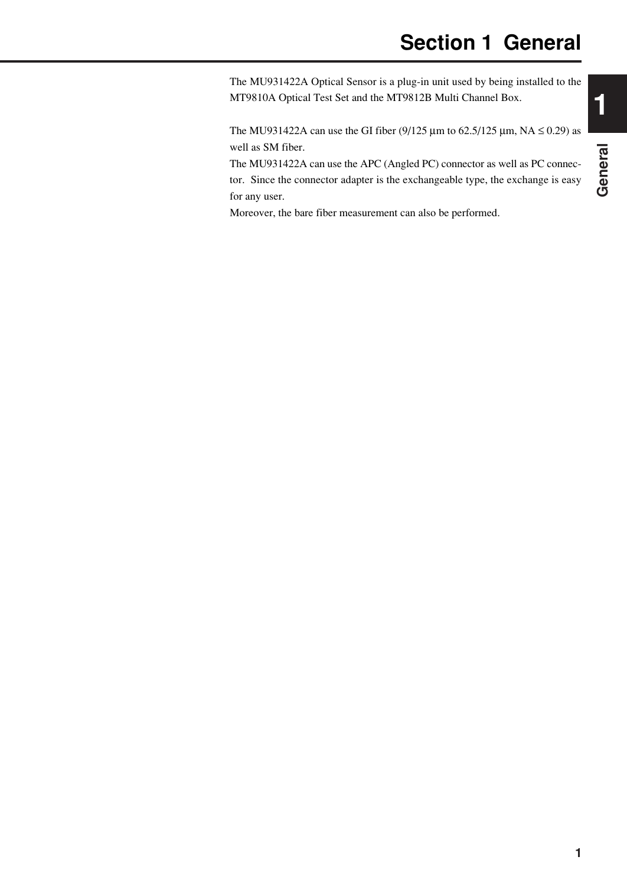# Section 1 General

The MU931422A Optical Sensor is a plug-in unit used by being installed to the MT9810A Optical Test Set and the MT9812B Multi Channel Box.

The MU931422A can use the GI fiber (9/125 µm to 62.5/125 µm, NA $\leq$ 0.29) as well as SM fiber.
The MU931422A can use the APC (Angled PC) connector as well as PC connector. Since the connector adapter is the exchangeable type, the exchange is easy for any user.
Moreover, the bare fiber measurement can also be performed.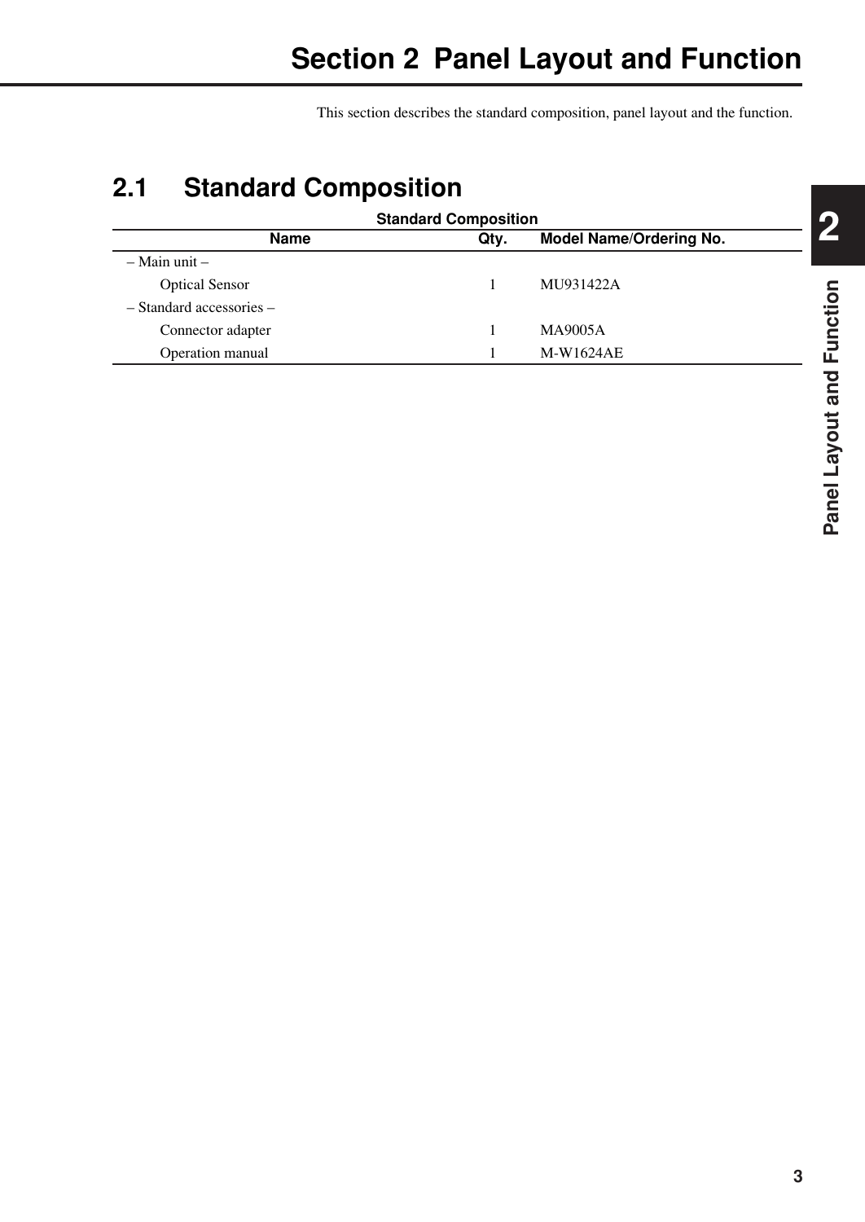# Section 2 Panel Layout and Function

This section describes the standard composition, panel layout and the function.

## 2.1 Standard Composition

**Standard Composition**

| Name | Qty. | Model Name/Ordering No. |
|---|---|---|
| – Main unit – | | |
| Optical Sensor | 1 | MU931422A |
| – Standard accessories – | | |
| Connector adapter | 1 | MA9005A |
| Operation manual | 1 | M-W1624AE |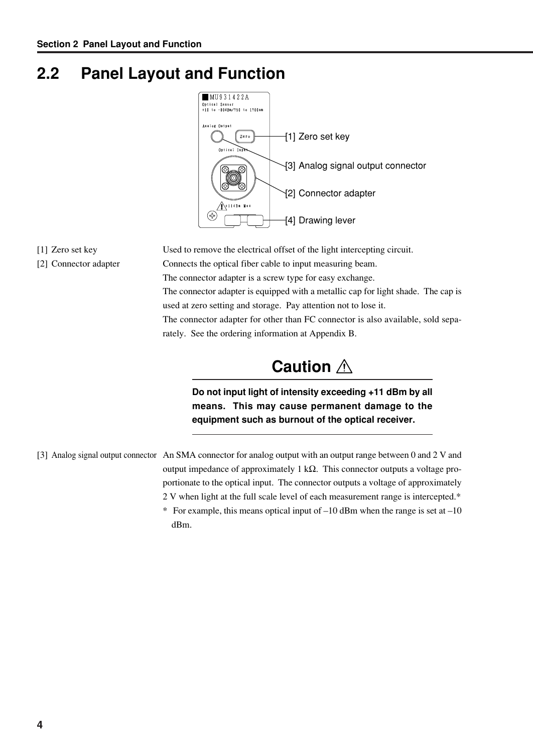## 2.2 Panel Layout and Function

[1] Zero set key

[3] Analog signal output connector

[2] Connector adapter

[4] Drawing lever

[1] Zero set key — Used to remove the electrical offset of the light intercepting circuit.

[2] Connector adapter — Connects the optical fiber cable to input measuring beam.
The connector adapter is a screw type for easy exchange.
The connector adapter is equipped with a metallic cap for light shade. The cap is used at zero setting and storage. Pay attention not to lose it.
The connector adapter for other than FC connector is also available, sold separately. See the ordering information at Appendix B.

### Caution ⚠

**Do not input light of intensity exceeding +11 dBm by all means. This may cause permanent damage to the equipment such as burnout of the optical receiver.**

[3] Analog signal output connector — An SMA connector for analog output with an output range between 0 and 2 V and output impedance of approximately 1 kΩ. This connector outputs a voltage proportionate to the optical input. The connector outputs a voltage of approximately 2 V when light at the full scale level of each measurement range is intercepted.*

\* For example, this means optical input of –10 dBm when the range is set at –10 dBm.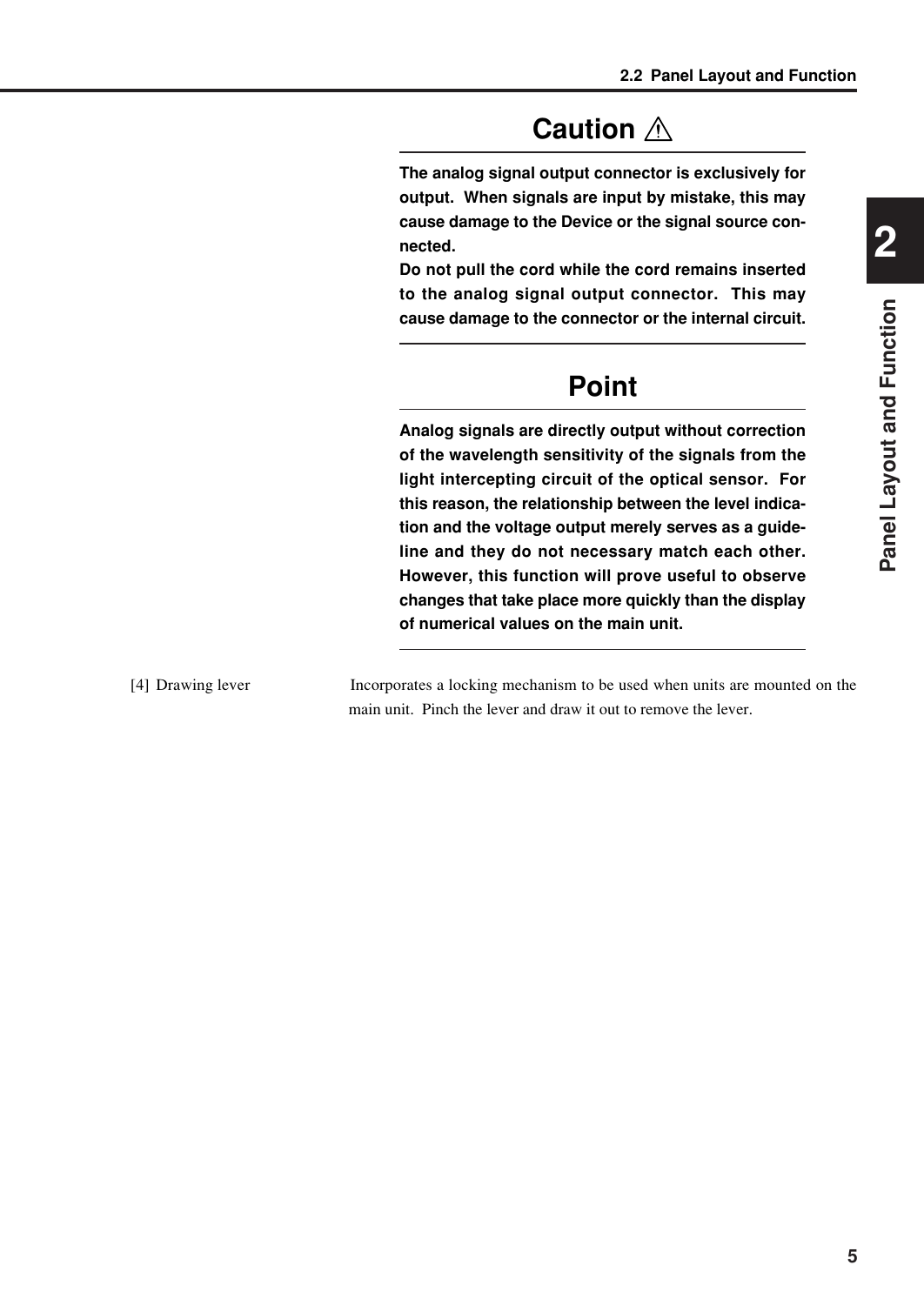## Caution ⚠

**The analog signal output connector is exclusively for output. When signals are input by mistake, this may cause damage to the Device or the signal source connected.**
**Do not pull the cord while the cord remains inserted to the analog signal output connector. This may cause damage to the connector or the internal circuit.**

## Point

**Analog signals are directly output without correction of the wavelength sensitivity of the signals from the light intercepting circuit of the optical sensor. For this reason, the relationship between the level indication and the voltage output merely serves as a guideline and they do not necessary match each other. However, this function will prove useful to observe changes that take place more quickly than the display of numerical values on the main unit.**

[4] Drawing lever — Incorporates a locking mechanism to be used when units are mounted on the main unit. Pinch the lever and draw it out to remove the lever.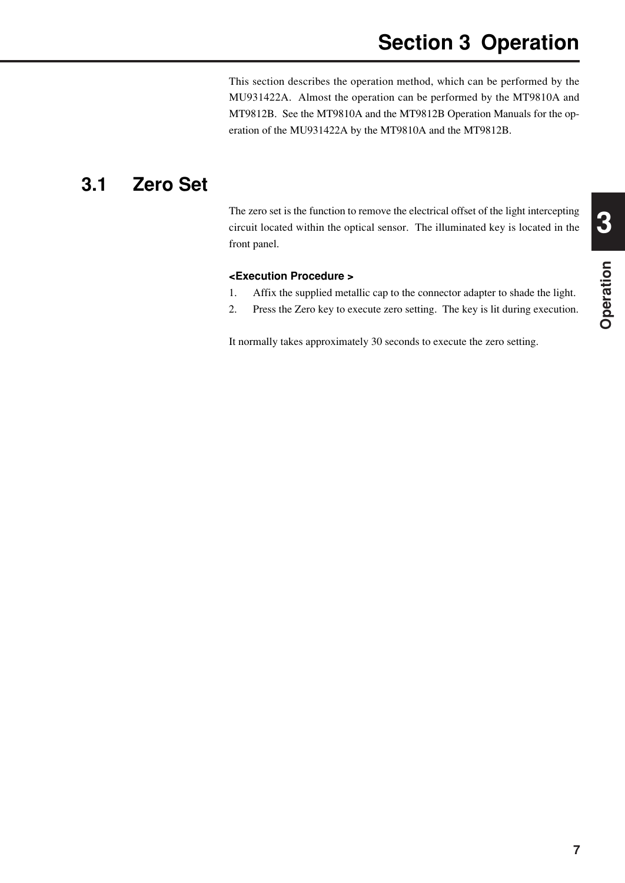# Section 3 Operation

This section describes the operation method, which can be performed by the MU931422A. Almost the operation can be performed by the MT9810A and MT9812B. See the MT9810A and the MT9812B Operation Manuals for the operation of the MU931422A by the MT9810A and the MT9812B.

## 3.1 Zero Set

The zero set is the function to remove the electrical offset of the light intercepting circuit located within the optical sensor. The illuminated key is located in the front panel.

**<Execution Procedure >**

1. Affix the supplied metallic cap to the connector adapter to shade the light.
2. Press the Zero key to execute zero setting. The key is lit during execution.

It normally takes approximately 30 seconds to execute the zero setting.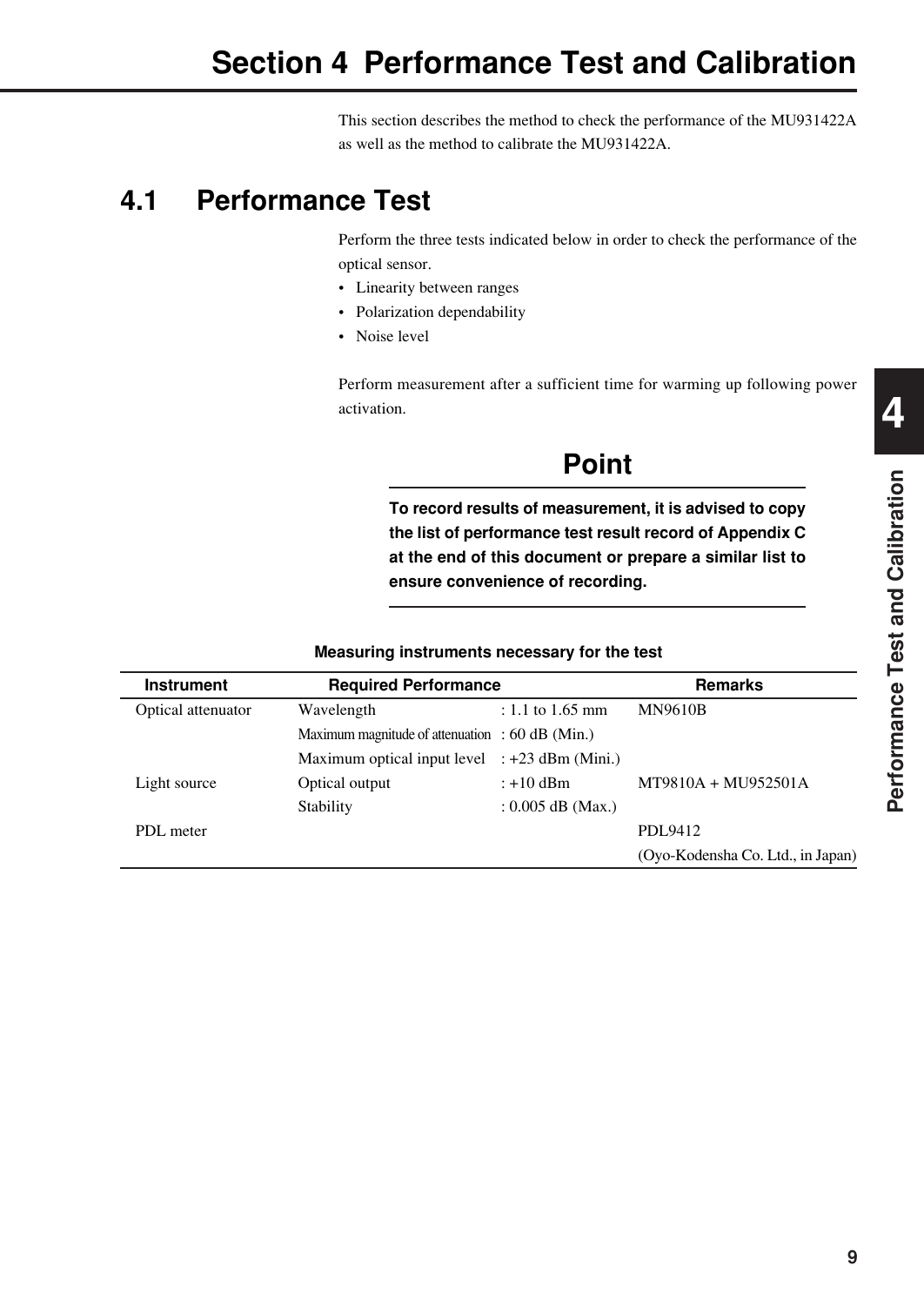# Section 4 Performance Test and Calibration

This section describes the method to check the performance of the MU931422A as well as the method to calibrate the MU931422A.

## 4.1 Performance Test

Perform the three tests indicated below in order to check the performance of the optical sensor.

- Linearity between ranges
- Polarization dependability
- Noise level

Perform measurement after a sufficient time for warming up following power activation.

### Point

**To record results of measurement, it is advised to copy the list of performance test result record of Appendix C at the end of this document or prepare a similar list to ensure convenience of recording.**

**Measuring instruments necessary for the test**

| Instrument | Required Performance | | Remarks |
|---|---|---|---|
| Optical attenuator | Wavelength | : 1.1 to 1.65 mm | MN9610B |
| | Maximum magnitude of attenuation | : 60 dB (Min.) | |
| | Maximum optical input level | : +23 dBm (Mini.) | |
| Light source | Optical output | : +10 dBm | MT9810A + MU952501A |
| | Stability | : 0.005 dB (Max.) | |
| PDL meter | | | PDL9412 (Oyo-Kodensha Co. Ltd., in Japan) |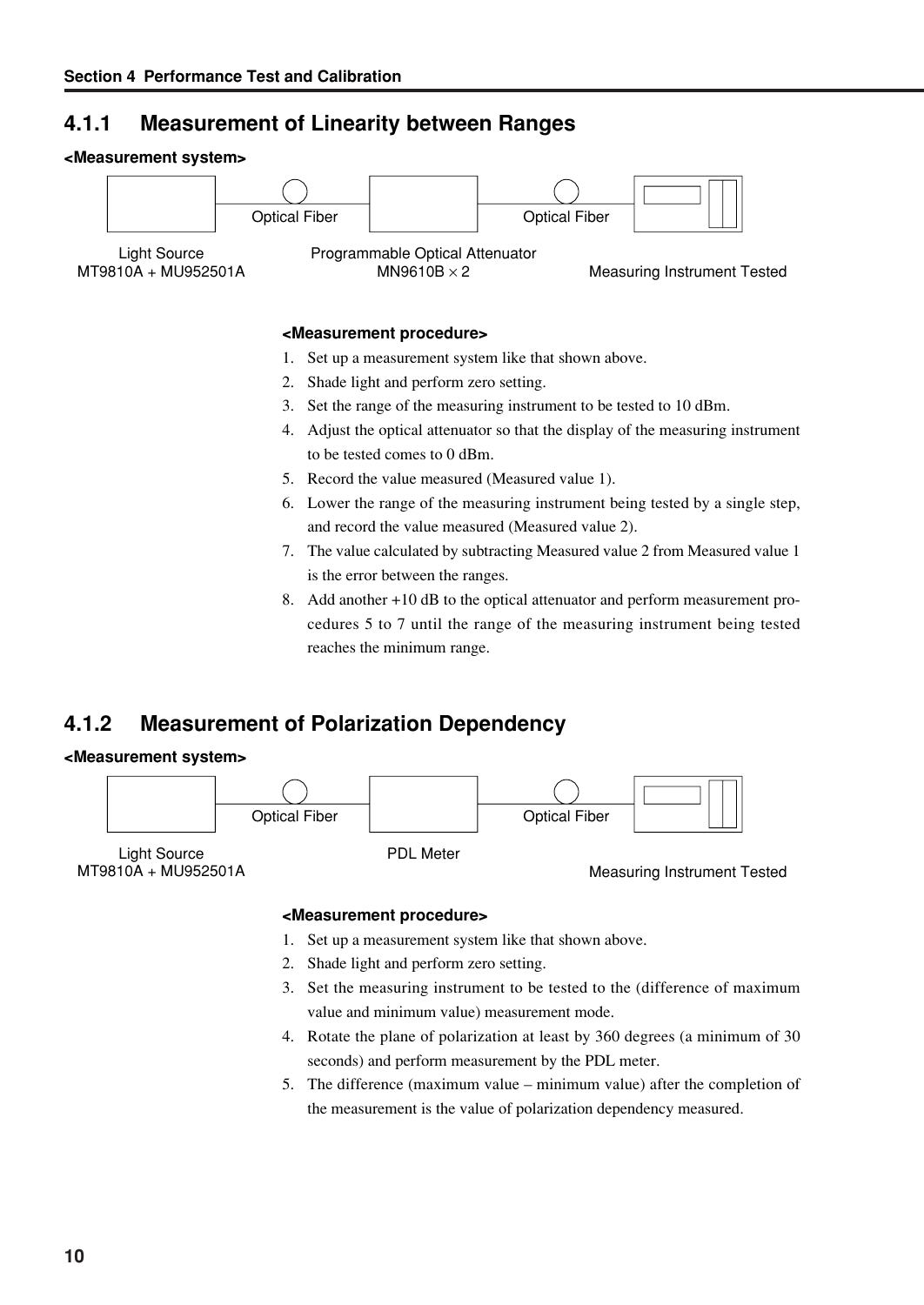## 4.1.1 Measurement of Linearity between Ranges

**<Measurement system>**

Optical Fiber Optical Fiber

Light Source
MT9810A + MU952501A

Programmable Optical Attenuator
MN9610B × 2

Measuring Instrument Tested

**<Measurement procedure>**

1. Set up a measurement system like that shown above.
2. Shade light and perform zero setting.
3. Set the range of the measuring instrument to be tested to 10 dBm.
4. Adjust the optical attenuator so that the display of the measuring instrument to be tested comes to 0 dBm.
5. Record the value measured (Measured value 1).
6. Lower the range of the measuring instrument being tested by a single step, and record the value measured (Measured value 2).
7. The value calculated by subtracting Measured value 2 from Measured value 1 is the error between the ranges.
8. Add another +10 dB to the optical attenuator and perform measurement procedures 5 to 7 until the range of the measuring instrument being tested reaches the minimum range.

## 4.1.2 Measurement of Polarization Dependency

**<Measurement system>**

Optical Fiber Optical Fiber

Light Source
MT9810A + MU952501A

PDL Meter

Measuring Instrument Tested

**<Measurement procedure>**

1. Set up a measurement system like that shown above.
2. Shade light and perform zero setting.
3. Set the measuring instrument to be tested to the (difference of maximum value and minimum value) measurement mode.
4. Rotate the plane of polarization at least by 360 degrees (a minimum of 30 seconds) and perform measurement by the PDL meter.
5. The difference (maximum value – minimum value) after the completion of the measurement is the value of polarization dependency measured.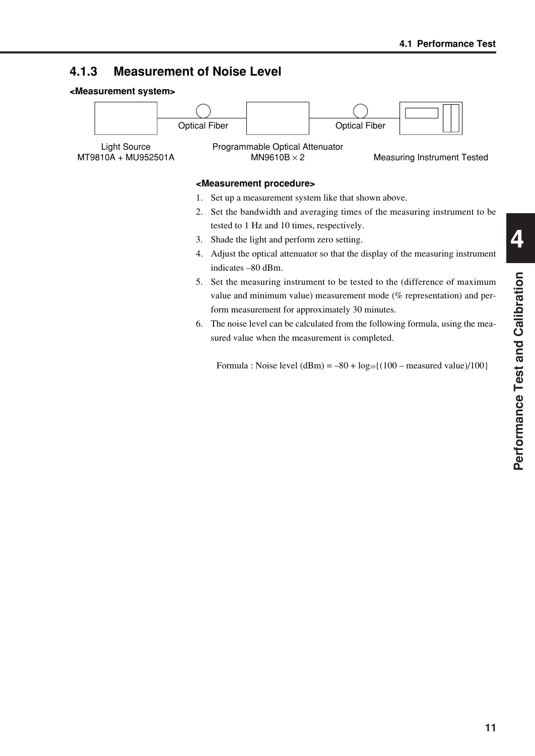### 4.1.3 Measurement of Noise Level

**<Measurement system>**

Light Source MT9810A + MU952501A — Optical Fiber — Programmable Optical Attenuator MN9610B × 2 — Optical Fiber — Measuring Instrument Tested

**<Measurement procedure>**

1. Set up a measurement system like that shown above.
2. Set the bandwidth and averaging times of the measuring instrument to be tested to 1 Hz and 10 times, respectively.
3. Shade the light and perform zero setting.
4. Adjust the optical attenuator so that the display of the measuring instrument indicates –80 dBm.
5. Set the measuring instrument to be tested to the (difference of maximum value and minimum value) measurement mode (% representation) and perform measurement for approximately 30 minutes.
6. The noise level can be calculated from the following formula, using the measured value when the measurement is completed.

Formula : Noise level (dBm) = $-80 + \log_{10}\{(100 - \text{measured value})/100\}$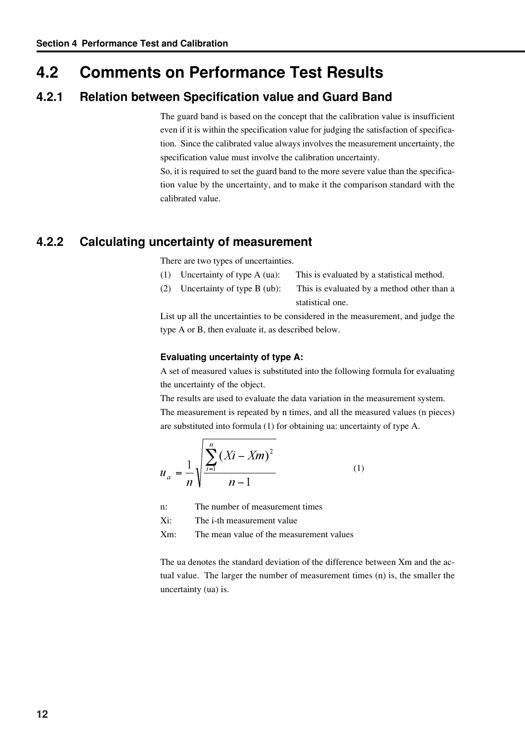## 4.2 Comments on Performance Test Results

### 4.2.1 Relation between Specification value and Guard Band

The guard band is based on the concept that the calibration value is insufficient even if it is within the specification value for judging the satisfaction of specification. Since the calibrated value always involves the measurement uncertainty, the specification value must involve the calibration uncertainty.

So, it is required to set the guard band to the more severe value than the specification value by the uncertainty, and to make it the comparison standard with the calibrated value.

### 4.2.2 Calculating uncertainty of measurement

There are two types of uncertainties.

(1) Uncertainty of type A (ua): This is evaluated by a statistical method.

(2) Uncertainty of type B (ub): This is evaluated by a method other than a statistical one.

List up all the uncertainties to be considered in the measurement, and judge the type A or B, then evaluate it, as described below.

**Evaluating uncertainty of type A:**

A set of measured values is substituted into the following formula for evaluating the uncertainty of the object.

The results are used to evaluate the data variation in the measurement system.

The measurement is repeated by n times, and all the measured values (n pieces) are substituted into formula (1) for obtaining ua: uncertainty of type A.

$$u_a = \frac{1}{n}\sqrt{\frac{\sum_{i=1}^{n}(Xi - Xm)^2}{n-1}} \qquad (1)$$

n: The number of measurement times

Xi: The i-th measurement value

Xm: The mean value of the measurement values

The ua denotes the standard deviation of the difference between Xm and the actual value. The larger the number of measurement times (n) is, the smaller the uncertainty (ua) is.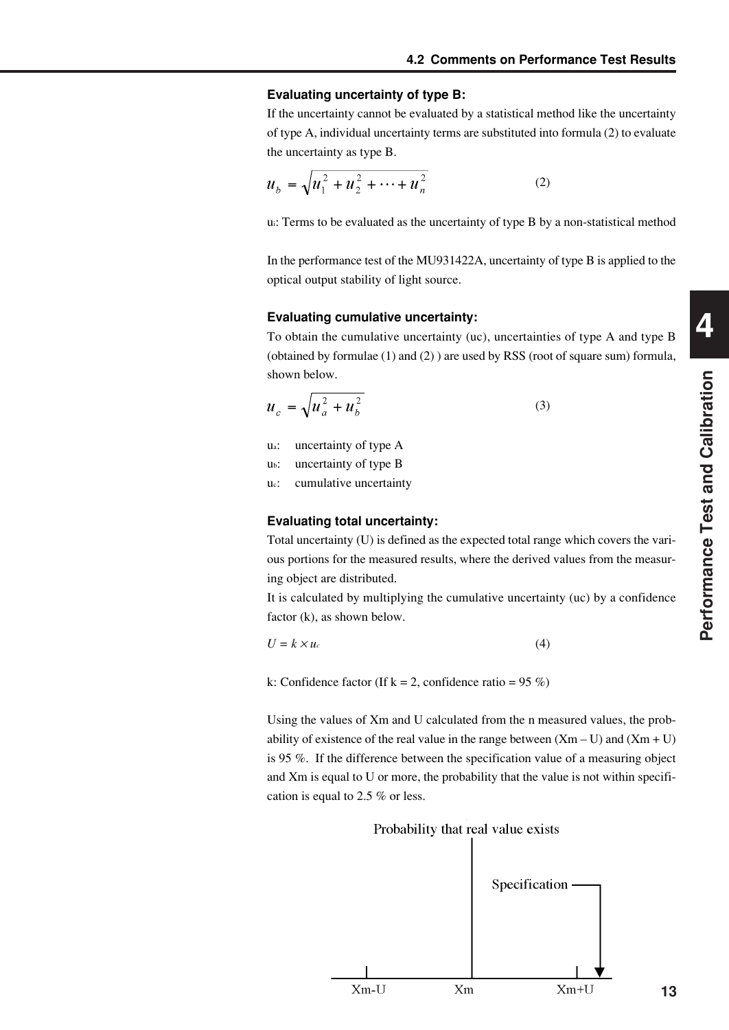**Evaluating uncertainty of type B:**

If the uncertainty cannot be evaluated by a statistical method like the uncertainty of type A, individual uncertainty terms are substituted into formula (2) to evaluate the uncertainty as type B.

$$u_b = \sqrt{u_1^2 + u_2^2 + \cdots + u_n^2} \qquad (2)$$

$u_i$: Terms to be evaluated as the uncertainty of type B by a non-statistical method

In the performance test of the MU931422A, uncertainty of type B is applied to the optical output stability of light source.

**Evaluating cumulative uncertainty:**

To obtain the cumulative uncertainty (uc), uncertainties of type A and type B (obtained by formulae (1) and (2) ) are used by RSS (root of square sum) formula, shown below.

$$u_c = \sqrt{u_a^2 + u_b^2} \qquad (3)$$

$u_a$: uncertainty of type A
$u_b$: uncertainty of type B
$u_c$: cumulative uncertainty

**Evaluating total uncertainty:**

Total uncertainty (U) is defined as the expected total range which covers the various portions for the measured results, where the derived values from the measuring object are distributed.
It is calculated by multiplying the cumulative uncertainty (uc) by a confidence factor (k), as shown below.

$$U = k \times u_c \qquad (4)$$

k: Confidence factor (If k = 2, confidence ratio = 95 %)

Using the values of Xm and U calculated from the n measured values, the probability of existence of the real value in the range between (Xm – U) and (Xm + U) is 95 %. If the difference between the specification value of a measuring object and Xm is equal to U or more, the probability that the value is not within specification is equal to 2.5 % or less.

Probability that real value exists

Specification

Xm-U Xm Xm+U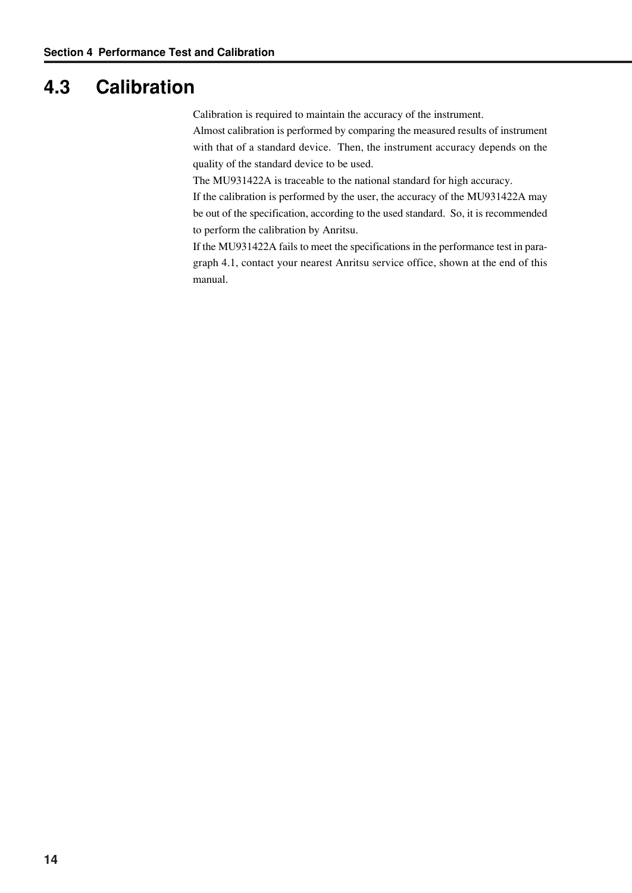## 4.3 Calibration

Calibration is required to maintain the accuracy of the instrument.
Almost calibration is performed by comparing the measured results of instrument with that of a standard device. Then, the instrument accuracy depends on the quality of the standard device to be used.
The MU931422A is traceable to the national standard for high accuracy.
If the calibration is performed by the user, the accuracy of the MU931422A may be out of the specification, according to the used standard. So, it is recommended to perform the calibration by Anritsu.
If the MU931422A fails to meet the specifications in the performance test in paragraph 4.1, contact your nearest Anritsu service office, shown at the end of this manual.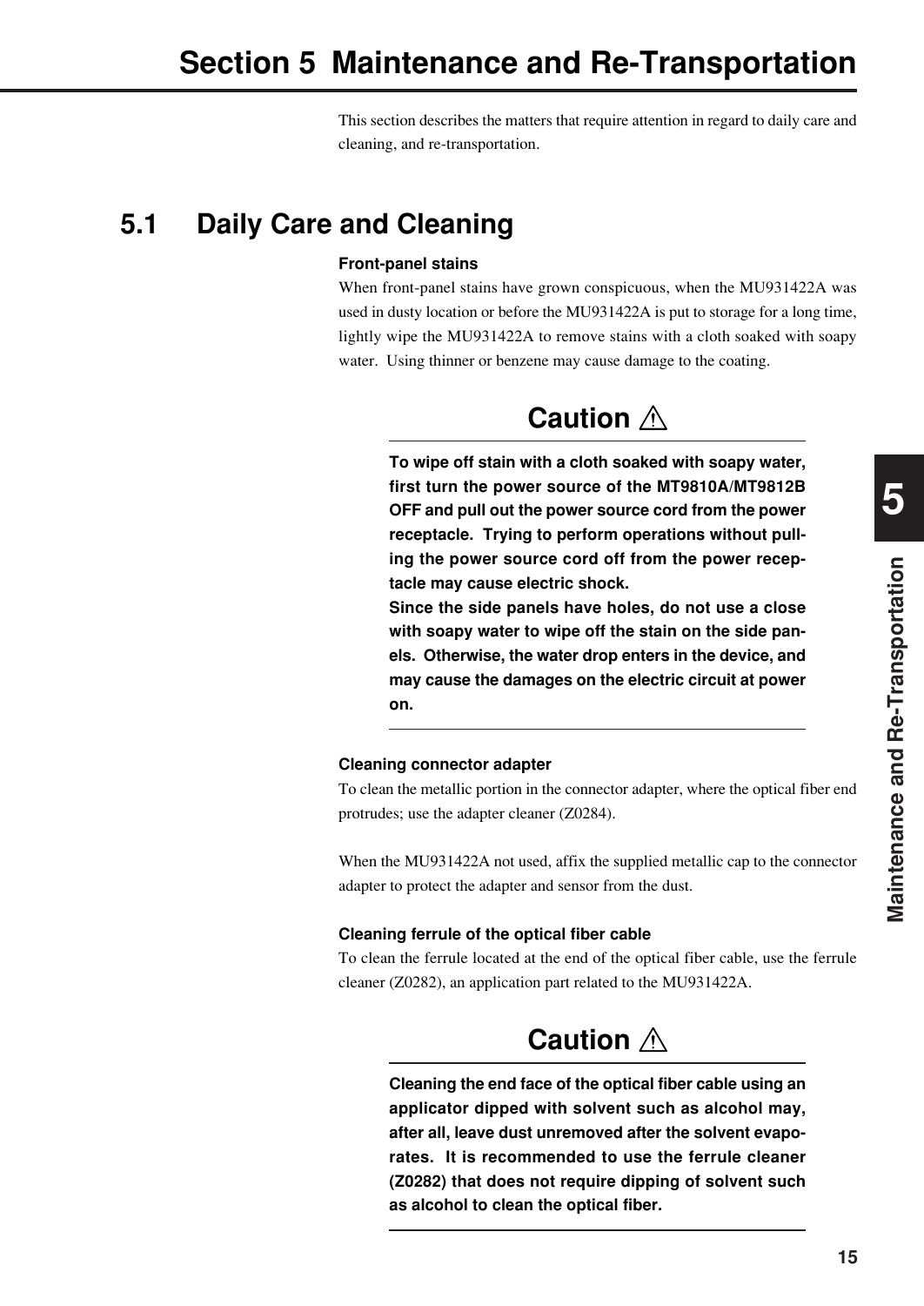# Section 5 Maintenance and Re-Transportation

This section describes the matters that require attention in regard to daily care and cleaning, and re-transportation.

## 5.1 Daily Care and Cleaning

**Front-panel stains**

When front-panel stains have grown conspicuous, when the MU931422A was used in dusty location or before the MU931422A is put to storage for a long time, lightly wipe the MU931422A to remove stains with a cloth soaked with soapy water. Using thinner or benzene may cause damage to the coating.

### Caution ⚠

**To wipe off stain with a cloth soaked with soapy water, first turn the power source of the MT9810A/MT9812B OFF and pull out the power source cord from the power receptacle. Trying to perform operations without pulling the power source cord off from the power receptacle may cause electric shock.**

**Since the side panels have holes, do not use a close with soapy water to wipe off the stain on the side panels. Otherwise, the water drop enters in the device, and may cause the damages on the electric circuit at power on.**

---

**Cleaning connector adapter**

To clean the metallic portion in the connector adapter, where the optical fiber end protrudes; use the adapter cleaner (Z0284).

When the MU931422A not used, affix the supplied metallic cap to the connector adapter to protect the adapter and sensor from the dust.

**Cleaning ferrule of the optical fiber cable**

To clean the ferrule located at the end of the optical fiber cable, use the ferrule cleaner (Z0282), an application part related to the MU931422A.

### Caution ⚠

**Cleaning the end face of the optical fiber cable using an applicator dipped with solvent such as alcohol may, after all, leave dust unremoved after the solvent evaporates. It is recommended to use the ferrule cleaner (Z0282) that does not require dipping of solvent such as alcohol to clean the optical fiber.**

---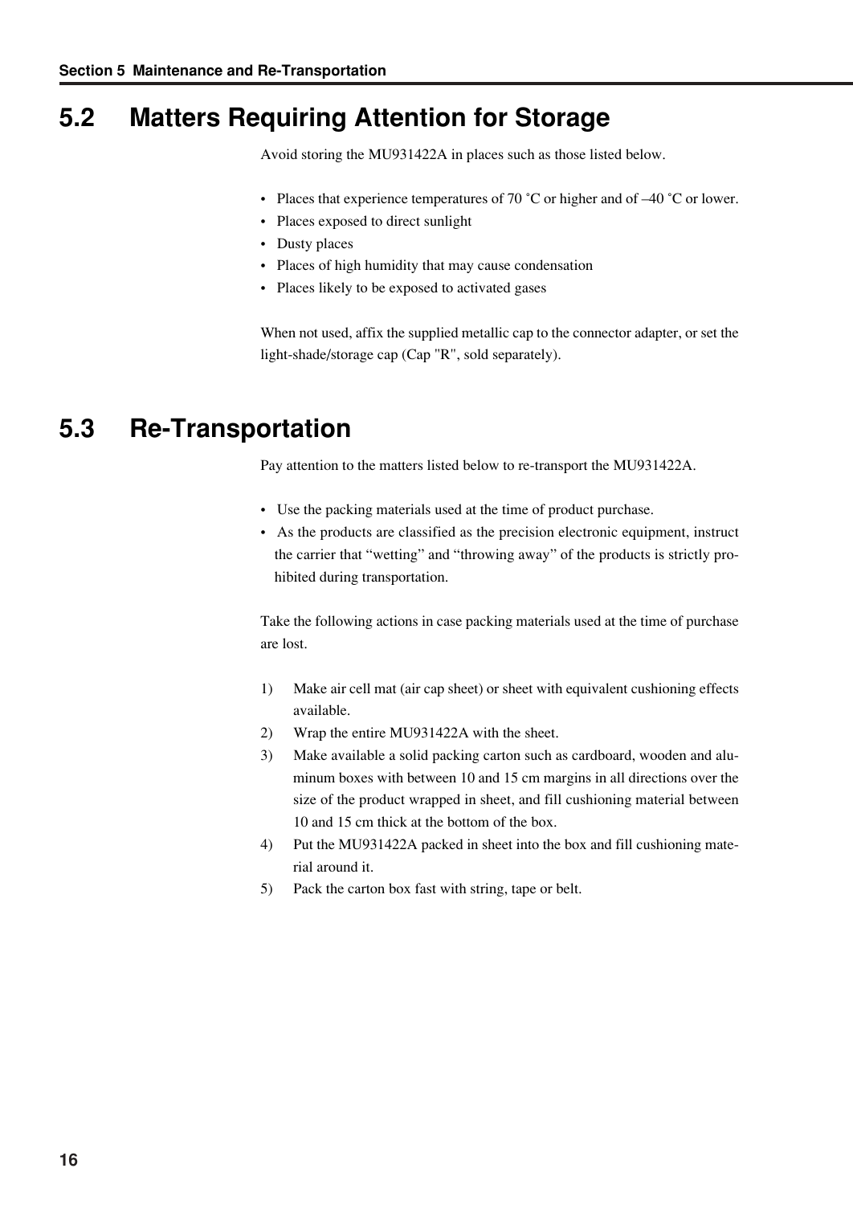## 5.2 Matters Requiring Attention for Storage

Avoid storing the MU931422A in places such as those listed below.

- Places that experience temperatures of 70 °C or higher and of –40 °C or lower.
- Places exposed to direct sunlight
- Dusty places
- Places of high humidity that may cause condensation
- Places likely to be exposed to activated gases

When not used, affix the supplied metallic cap to the connector adapter, or set the light-shade/storage cap (Cap "R", sold separately).

## 5.3 Re-Transportation

Pay attention to the matters listed below to re-transport the MU931422A.

- Use the packing materials used at the time of product purchase.
- As the products are classified as the precision electronic equipment, instruct the carrier that “wetting” and “throwing away” of the products is strictly prohibited during transportation.

Take the following actions in case packing materials used at the time of purchase are lost.

1) Make air cell mat (air cap sheet) or sheet with equivalent cushioning effects available.
2) Wrap the entire MU931422A with the sheet.
3) Make available a solid packing carton such as cardboard, wooden and aluminum boxes with between 10 and 15 cm margins in all directions over the size of the product wrapped in sheet, and fill cushioning material between 10 and 15 cm thick at the bottom of the box.
4) Put the MU931422A packed in sheet into the box and fill cushioning material around it.
5) Pack the carton box fast with string, tape or belt.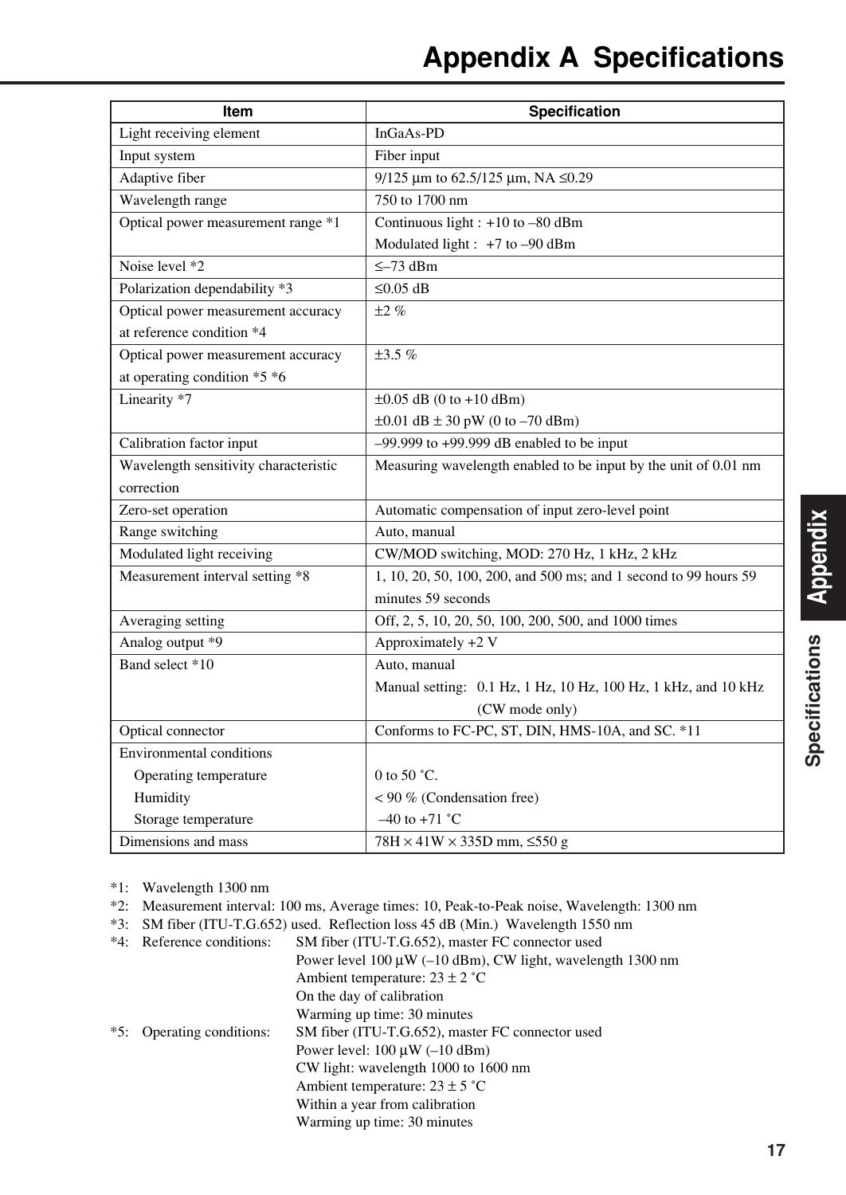# Appendix A Specifications

| Item | Specification |
|---|---|
| Light receiving element | InGaAs-PD |
| Input system | Fiber input |
| Adaptive fiber | 9/125 µm to 62.5/125 µm, NA ≤0.29 |
| Wavelength range | 750 to 1700 nm |
| Optical power measurement range *1 | Continuous light : +10 to –80 dBm<br>Modulated light : +7 to –90 dBm |
| Noise level *2 | ≤–73 dBm |
| Polarization dependability *3 | ≤0.05 dB |
| Optical power measurement accuracy at reference condition *4 | ±2 % |
| Optical power measurement accuracy at operating condition *5 *6 | ±3.5 % |
| Linearity *7 | ±0.05 dB (0 to +10 dBm)<br>±0.01 dB ± 30 pW (0 to –70 dBm) |
| Calibration factor input | –99.999 to +99.999 dB enabled to be input |
| Wavelength sensitivity characteristic correction | Measuring wavelength enabled to be input by the unit of 0.01 nm |
| Zero-set operation | Automatic compensation of input zero-level point |
| Range switching | Auto, manual |
| Modulated light receiving | CW/MOD switching, MOD: 270 Hz, 1 kHz, 2 kHz |
| Measurement interval setting *8 | 1, 10, 20, 50, 100, 200, and 500 ms; and 1 second to 99 hours 59 minutes 59 seconds |
| Averaging setting | Off, 2, 5, 10, 20, 50, 100, 200, 500, and 1000 times |
| Analog output *9 | Approximately +2 V |
| Band select *10 | Auto, manual<br>Manual setting: 0.1 Hz, 1 Hz, 10 Hz, 100 Hz, 1 kHz, and 10 kHz (CW mode only) |
| Optical connector | Conforms to FC-PC, ST, DIN, HMS-10A, and SC. *11 |
| Environmental conditions<br>Operating temperature<br>Humidity<br>Storage temperature | <br>0 to 50 °C.<br>< 90 % (Condensation free)<br>–40 to +71 °C |
| Dimensions and mass | 78H × 41W × 335D mm, ≤550 g |

*1: Wavelength 1300 nm

*2: Measurement interval: 100 ms, Average times: 10, Peak-to-Peak noise, Wavelength: 1300 nm

*3: SM fiber (ITU-T.G.652) used. Reflection loss 45 dB (Min.) Wavelength 1550 nm

*4: Reference conditions:
SM fiber (ITU-T.G.652), master FC connector used
Power level 100 µW (–10 dBm), CW light, wavelength 1300 nm
Ambient temperature: 23 ± 2 °C
On the day of calibration
Warming up time: 30 minutes

*5: Operating conditions:
SM fiber (ITU-T.G.652), master FC connector used
Power level: 100 µW (–10 dBm)
CW light: wavelength 1000 to 1600 nm
Ambient temperature: 23 ± 5 °C
Within a year from calibration
Warming up time: 30 minutes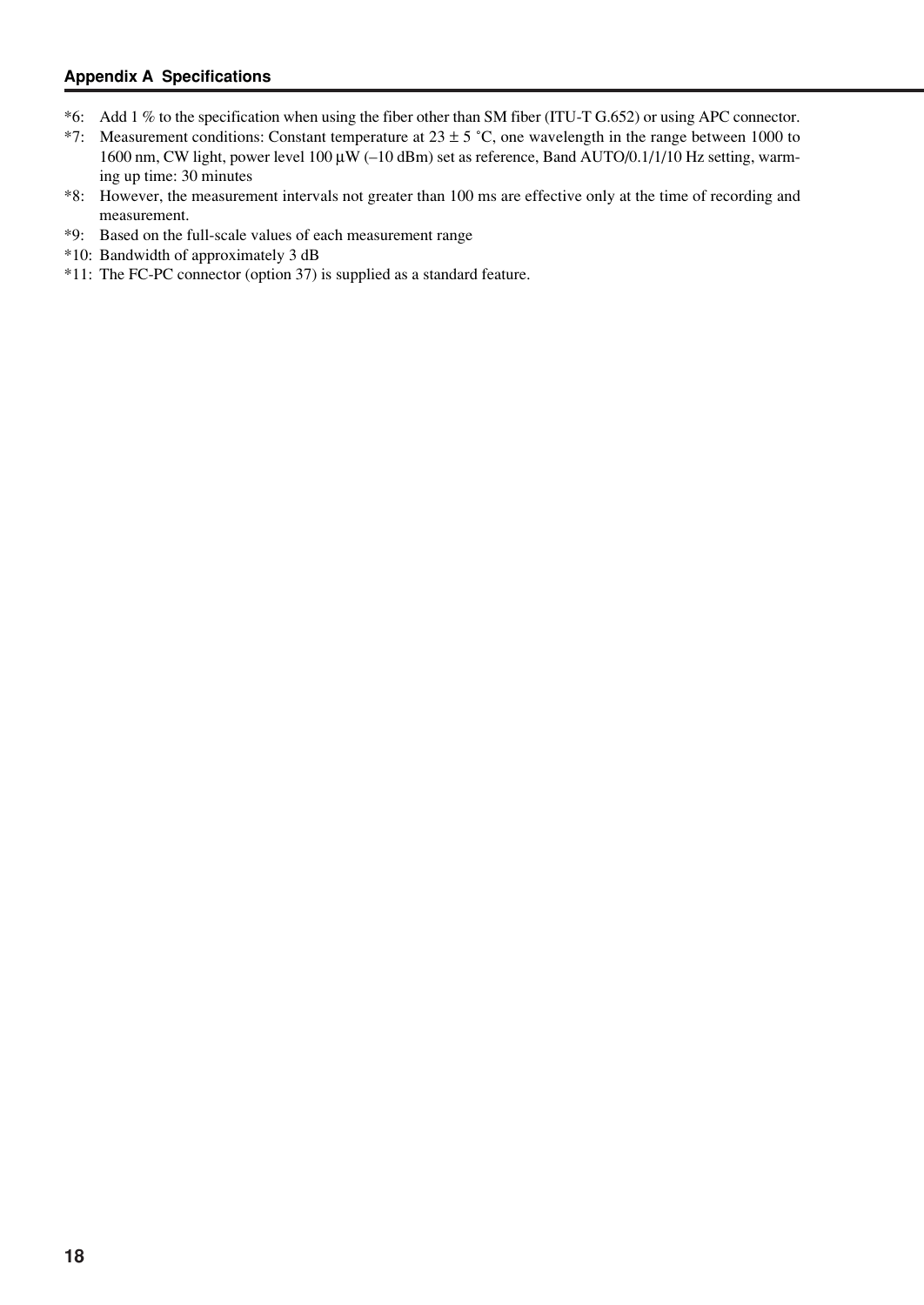*6: Add 1 % to the specification when using the fiber other than SM fiber (ITU-T G.652) or using APC connector.

*7: Measurement conditions: Constant temperature at 23 ± 5 ˚C, one wavelength in the range between 1000 to 1600 nm, CW light, power level 100 μW (–10 dBm) set as reference, Band AUTO/0.1/1/10 Hz setting, warming up time: 30 minutes

*8: However, the measurement intervals not greater than 100 ms are effective only at the time of recording and measurement.

*9: Based on the full-scale values of each measurement range

*10: Bandwidth of approximately 3 dB

*11: The FC-PC connector (option 37) is supplied as a standard feature.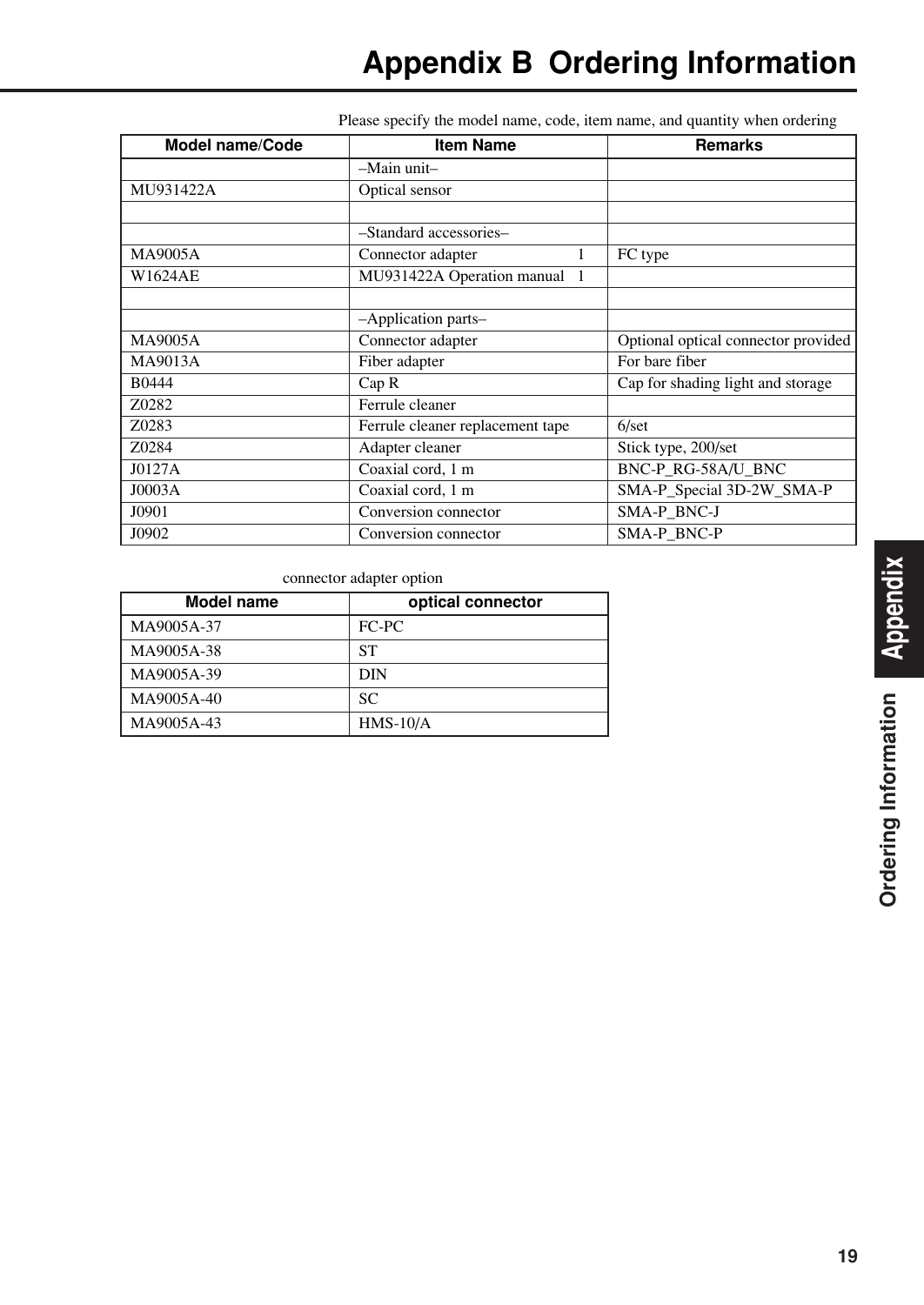# Appendix B Ordering Information

Please specify the model name, code, item name, and quantity when ordering

| Model name/Code | Item Name | Remarks |
|---|---|---|
| | –Main unit– | |
| MU931422A | Optical sensor | |
| | | |
| | –Standard accessories– | |
| MA9005A | Connector adapter 1 | FC type |
| W1624AE | MU931422A Operation manual 1 | |
| | | |
| | –Application parts– | |
| MA9005A | Connector adapter | Optional optical connector provided |
| MA9013A | Fiber adapter | For bare fiber |
| B0444 | Cap R | Cap for shading light and storage |
| Z0282 | Ferrule cleaner | |
| Z0283 | Ferrule cleaner replacement tape | 6/set |
| Z0284 | Adapter cleaner | Stick type, 200/set |
| J0127A | Coaxial cord, 1 m | BNC-P_RG-58A/U_BNC |
| J0003A | Coaxial cord, 1 m | SMA-P_Special 3D-2W_SMA-P |
| J0901 | Conversion connector | SMA-P_BNC-J |
| J0902 | Conversion connector | SMA-P_BNC-P |

connector adapter option

| Model name | optical connector |
|---|---|
| MA9005A-37 | FC-PC |
| MA9005A-38 | ST |
| MA9005A-39 | DIN |
| MA9005A-40 | SC |
| MA9005A-43 | HMS-10/A |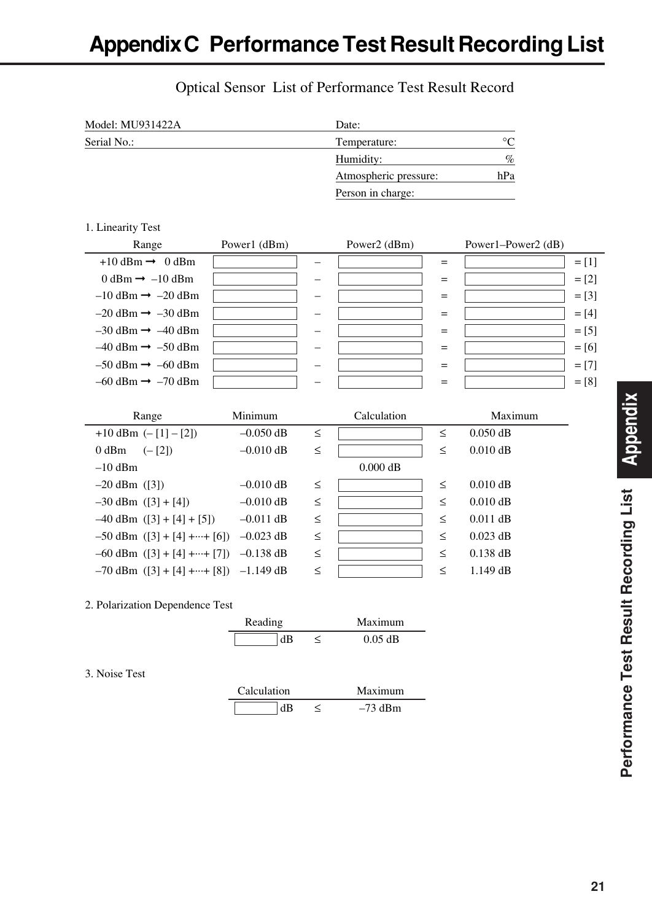// Appendix C  Performance Test Result Recording List

## Optical Sensor  List of Performance Test Result Record

| | |
|---|---|
| Model: MU931422A | Date: |
| Serial No.: | Temperature: °C |
| | Humidity: % |
| | Atmospheric pressure: hPa |
| | Person in charge: |

### 1. Linearity Test

| Range | Power1 (dBm) | | Power2 (dBm) | | Power1–Power2 (dB) | |
|---|---|---|---|---|---|---|
| +10 dBm → 0 dBm | | – | | = | | = [1] |
| 0 dBm → –10 dBm | | – | | = | | = [2] |
| –10 dBm → –20 dBm | | – | | = | | = [3] |
| –20 dBm → –30 dBm | | – | | = | | = [4] |
| –30 dBm → –40 dBm | | – | | = | | = [5] |
| –40 dBm → –50 dBm | | – | | = | | = [6] |
| –50 dBm → –60 dBm | | – | | = | | = [7] |
| –60 dBm → –70 dBm | | – | | = | | = [8] |

| Range | Minimum | | Calculation | | Maximum |
|---|---|---|---|---|---|
| +10 dBm (– [1] – [2]) | –0.050 dB | ≤ | | ≤ | 0.050 dB |
| 0 dBm (– [2]) | –0.010 dB | ≤ | | ≤ | 0.010 dB |
| –10 dBm | | | 0.000 dB | | |
| –20 dBm ([3]) | –0.010 dB | ≤ | | ≤ | 0.010 dB |
| –30 dBm ([3] + [4]) | –0.010 dB | ≤ | | ≤ | 0.010 dB |
| –40 dBm ([3] + [4] + [5]) | –0.011 dB | ≤ | | ≤ | 0.011 dB |
| –50 dBm ([3] + [4] +···+ [6]) | –0.023 dB | ≤ | | ≤ | 0.023 dB |
| –60 dBm ([3] + [4] +···+ [7]) | –0.138 dB | ≤ | | ≤ | 0.138 dB |
| –70 dBm ([3] + [4] +···+ [8]) | –1.149 dB | ≤ | | ≤ | 1.149 dB |

### 2. Polarization Dependence Test

| Reading | | Maximum |
|---|---|---|
| dB | ≤ | 0.05 dB |

### 3. Noise Test

| Calculation | | Maximum |
|---|---|---|
| dB | ≤ | –73 dBm |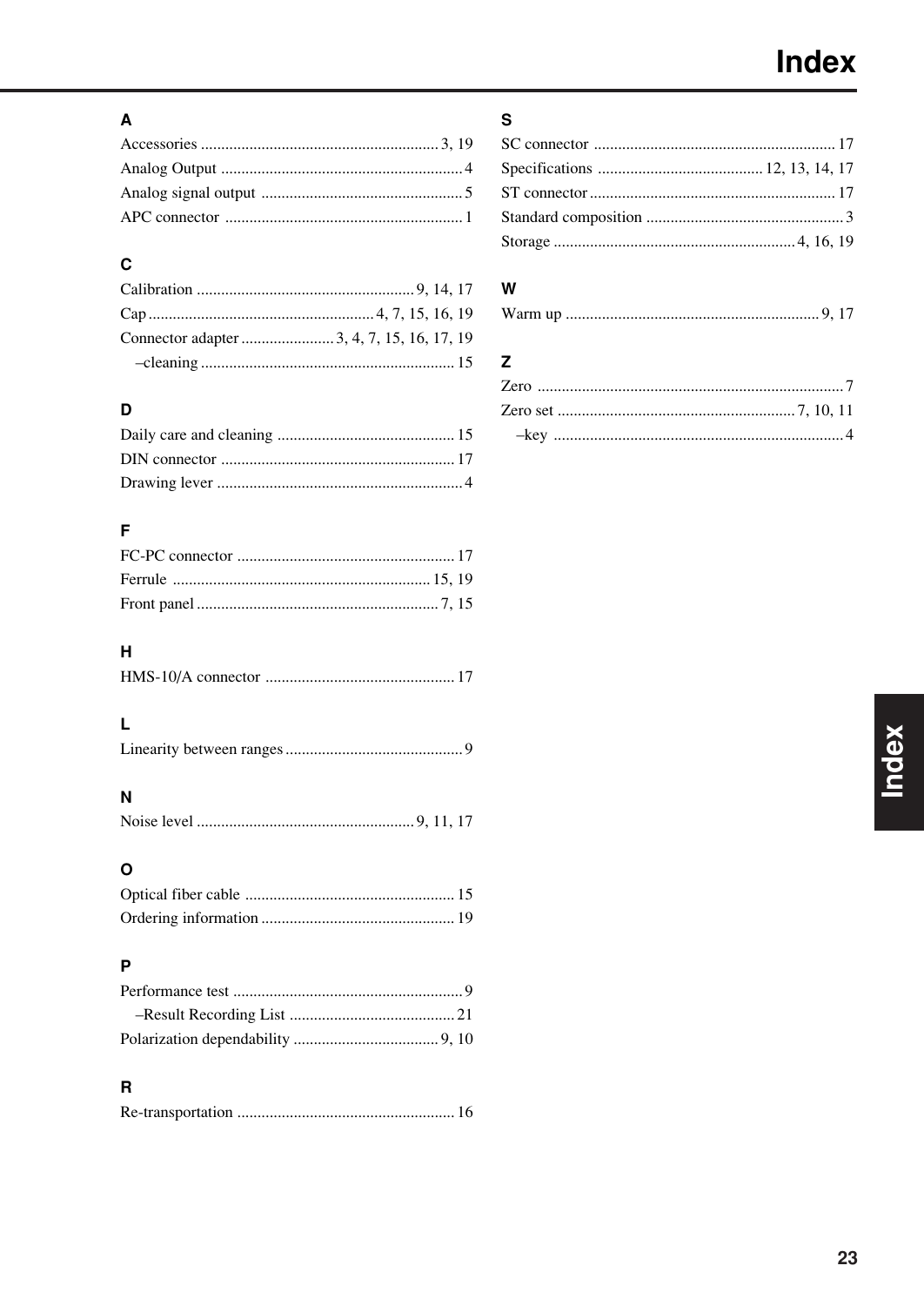# Index

## A

Accessories .......... 3, 19
Analog Output .......... 4
Analog signal output .......... 5
APC connector .......... 1

## C

Calibration .......... 9, 14, 17
Cap .......... 4, 7, 15, 16, 19
Connector adapter .......... 3, 4, 7, 15, 16, 17, 19
  –cleaning .......... 15

## D

Daily care and cleaning .......... 15
DIN connector .......... 17
Drawing lever .......... 4

## F

FC-PC connector .......... 17
Ferrule .......... 15, 19
Front panel .......... 7, 15

## H

HMS-10/A connector .......... 17

## L

Linearity between ranges .......... 9

## N

Noise level .......... 9, 11, 17

## O

Optical fiber cable .......... 15
Ordering information .......... 19

## P

Performance test .......... 9
  –Result Recording List .......... 21
Polarization dependability .......... 9, 10

## R

Re-transportation .......... 16

## S

SC connector .......... 17
Specifications .......... 12, 13, 14, 17
ST connector .......... 17
Standard composition .......... 3
Storage .......... 4, 16, 19

## W

Warm up .......... 9, 17

## Z

Zero .......... 7
Zero set .......... 7, 10, 11
  –key .......... 4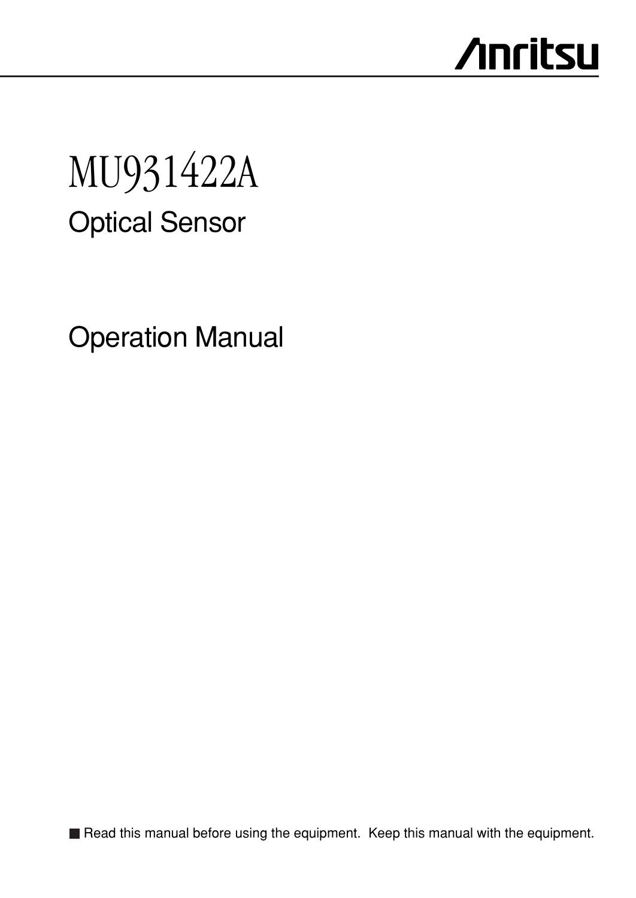Anritsu

# MU931422A

## Optical Sensor

## Operation Manual

■ Read this manual before using the equipment. Keep this manual with the equipment.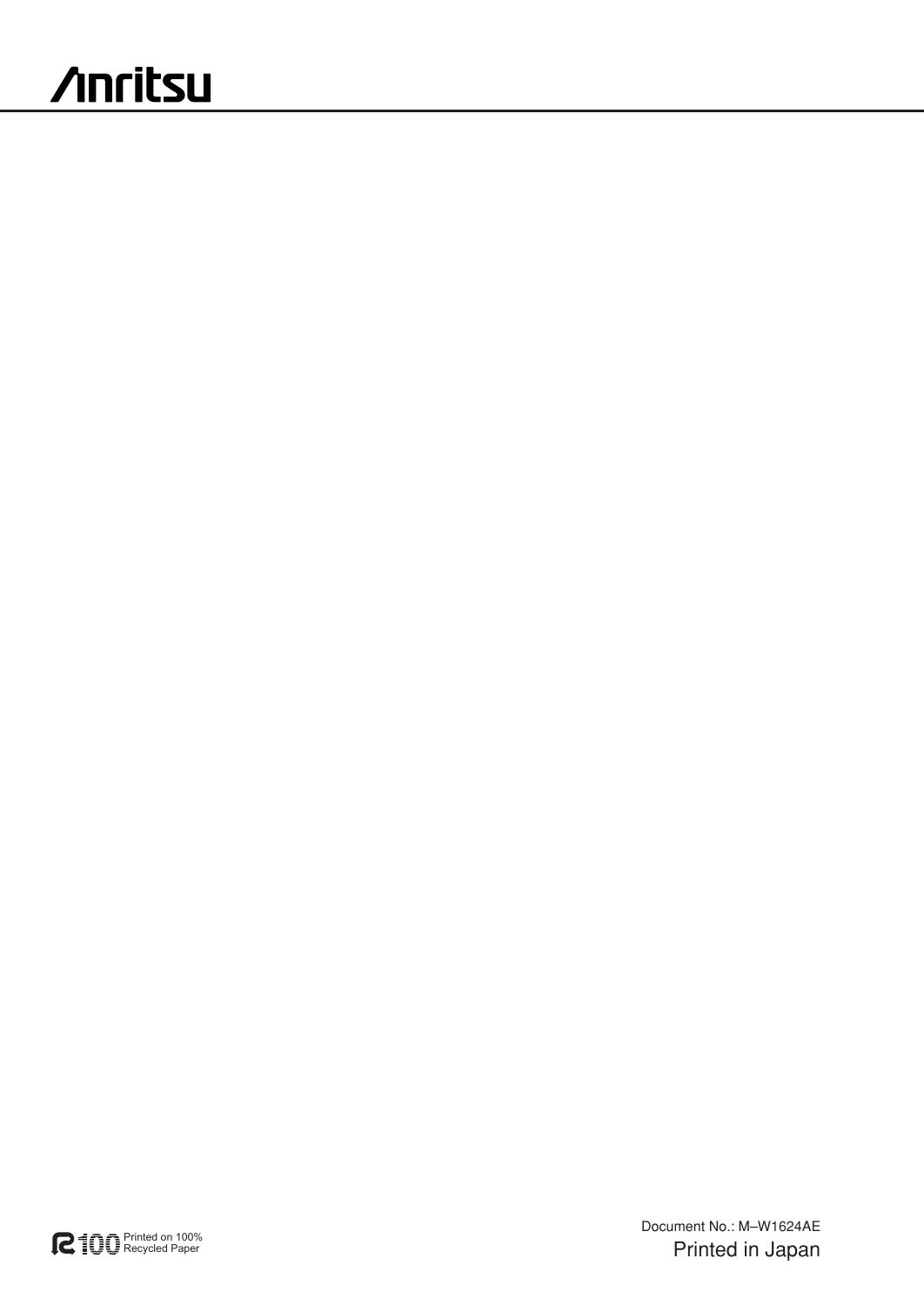Anritsu

Printed on 100% Recycled Paper

Document No.: M–W1624AE

Printed in Japan